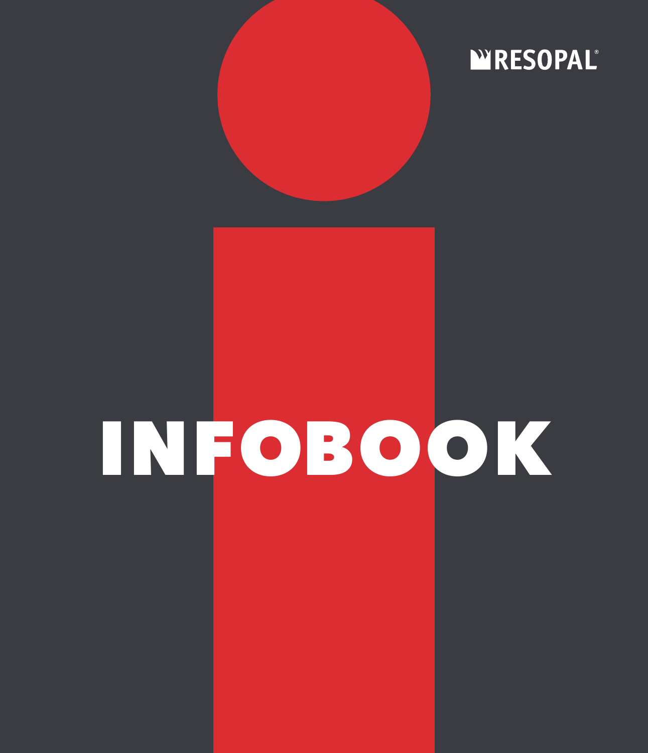RESOPAL®

# INFOBOOK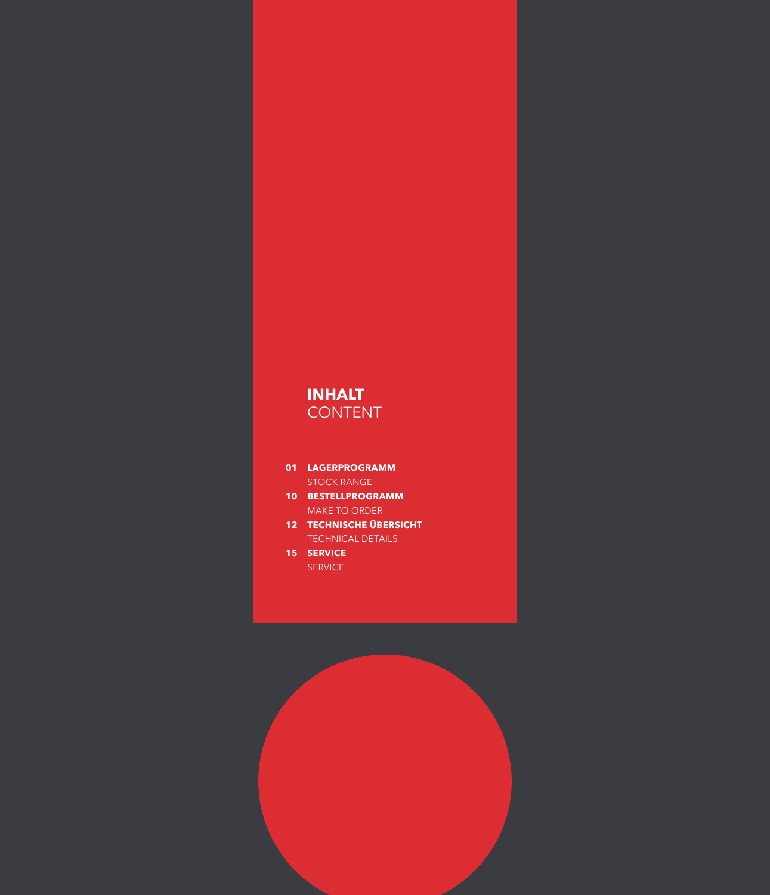# INHALT
CONTENT

**01 LAGERPROGRAMM**
STOCK RANGE

**10 BESTELLPROGRAMM**
MAKE TO ORDER

**12 TECHNISCHE ÜBERSICHT**
TECHNICAL DETAILS

**15 SERVICE**
SERVICE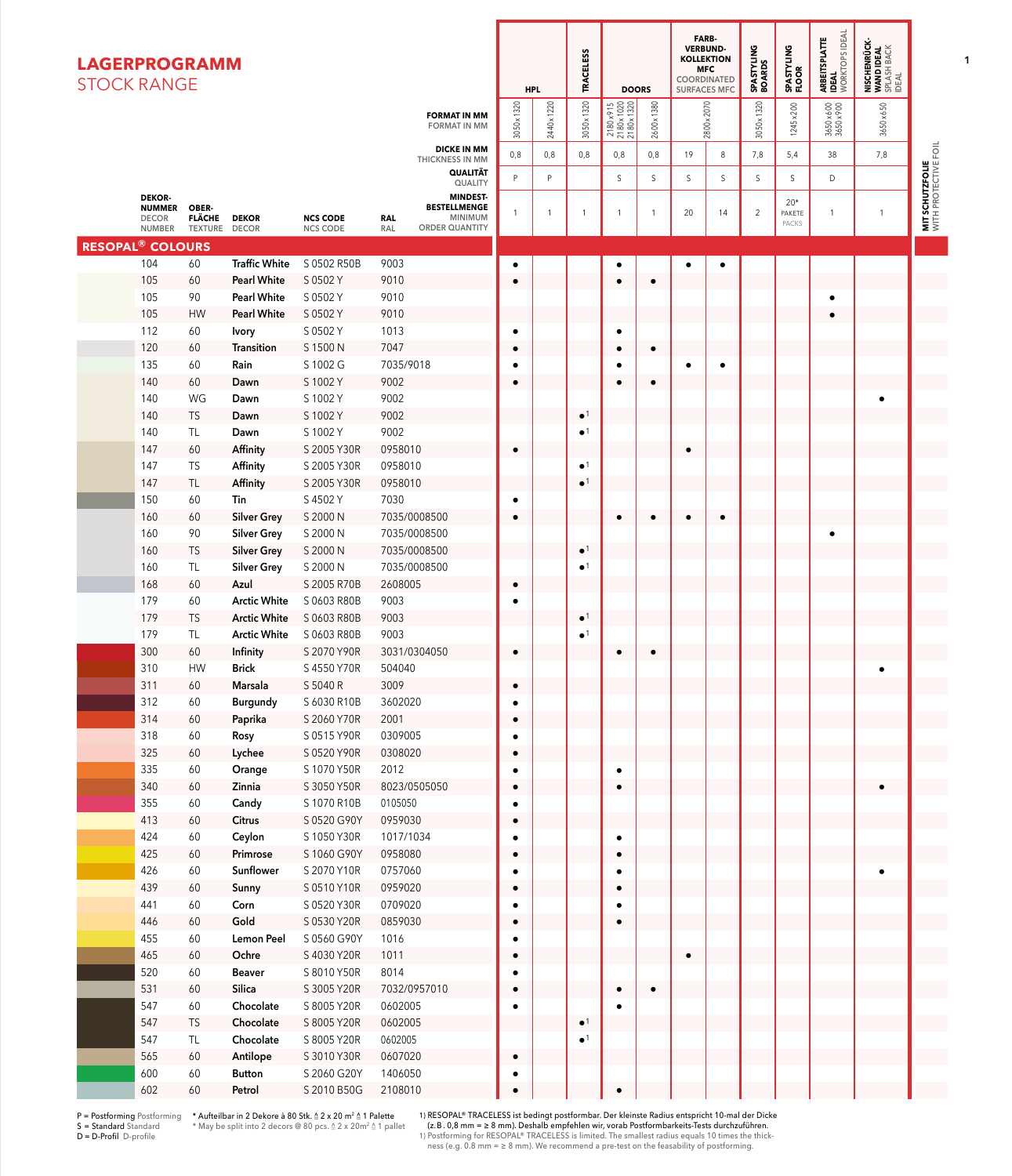# LAGERPROGRAMM
## STOCK RANGE

| DEKOR-NUMMER DECOR NUMBER | OBER-FLÄCHE TEXTURE | DEKOR DECOR | NCS CODE NCS CODE | RAL RAL | HPL | | TRACELESS | DOORS | | FARB-VERBUND-KOLLEKTION MFC COORDINATED SURFACES MFC | | SPASTYLING BOARDS | SPASTYLING FLOOR | ARBEITSPLATTE IDEAL WORKTOPS IDEAL | NISCHENRÜCK-WAND IDEAL SPLASH BACK IDEAL |
|---|---|---|---|---|---|---|---|---|---|---|---|---|---|---|---|
| | | | | FORMAT IN MM / FORMAT IN MM | 3050x1320 | 2440x1220 | 3050x1320 | 2180x915 2180x1020 2180x1320 | 2600x1380 | 2800x2070 | | 3050x1320 | 1245x200 | 3650x600 3650x900 | 3650x650 |
| | | | | DICKE IN MM / THICKNESS IN MM | 0,8 | 0,8 | 0,8 | 0,8 | 0,8 | 19 | 8 | 7,8 | 5,4 | 38 | 7,8 |
| | | | | QUALITÄT / QUALITY | P | P | | S | S | S | S | S | S | D | |
| | | | | MINDEST-BESTELLMENGE / MINIMUM ORDER QUANTITY | 1 | 1 | 1 | 1 | 1 | 20 | 14 | 2 | 20* PAKETE PACKS | 1 | 1 |
| **RESOPAL® COLOURS** | | | | | | | | | | | | | | | |
| 104 | 60 | Traffic White | S 0502 R50B | 9003 | • | | | • | | • | • | | | | |
| 105 | 60 | Pearl White | S 0502 Y | 9010 | • | | | • | • | | | | | | |
| 105 | 90 | Pearl White | S 0502 Y | 9010 | | | | | | | | | | • | |
| 105 | HW | Pearl White | S 0502 Y | 9010 | | | | | | | | | | • | |
| 112 | 60 | Ivory | S 0502 Y | 1013 | • | | | • | | | | | | | |
| 120 | 60 | Transition | S 1500 N | 7047 | • | | | • | • | | | | | | |
| 135 | 60 | Rain | S 1002 G | 7035/9018 | • | | | • | | • | • | | | | |
| 140 | 60 | Dawn | S 1002 Y | 9002 | • | | | • | • | | | | | | |
| 140 | WG | Dawn | S 1002 Y | 9002 | | | | | | | | | | | • |
| 140 | TS | Dawn | S 1002 Y | 9002 | | | •[1] | | | | | | | | |
| 140 | TL | Dawn | S 1002 Y | 9002 | | | •[1] | | | | | | | | |
| 147 | 60 | Affinity | S 2005 Y30R | 0958010 | • | | | | | • | | | | | |
| 147 | TS | Affinity | S 2005 Y30R | 0958010 | | | •[1] | | | | | | | | |
| 147 | TL | Affinity | S 2005 Y30R | 0958010 | | | •[1] | | | | | | | | |
| 150 | 60 | Tin | S 4502 Y | 7030 | • | | | | | | | | | | |
| 160 | 60 | Silver Grey | S 2000 N | 7035/0008500 | • | | | • | • | • | • | | | | |
| 160 | 90 | Silver Grey | S 2000 N | 7035/0008500 | | | | | | | | | | • | |
| 160 | TS | Silver Grey | S 2000 N | 7035/0008500 | | | •[1] | | | | | | | | |
| 160 | TL | Silver Grey | S 2000 N | 7035/0008500 | | | •[1] | | | | | | | | |
| 168 | 60 | Azul | S 2005 R70B | 2608005 | • | | | | | | | | | | |
| 179 | 60 | Arctic White | S 0603 R80B | 9003 | • | | | | | | | | | | |
| 179 | TS | Arctic White | S 0603 R80B | 9003 | | | •[1] | | | | | | | | |
| 179 | TL | Arctic White | S 0603 R80B | 9003 | | | •[1] | | | | | | | | |
| 300 | 60 | Infinity | S 2070 Y90R | 3031/0304050 | • | | | • | • | | | | | | |
| 310 | HW | Brick | S 4550 Y70R | 504040 | | | | | | | | | | | • |
| 311 | 60 | Marsala | S 5040 R | 3009 | • | | | | | | | | | | |
| 312 | 60 | Burgundy | S 6030 R10B | 3602020 | • | | | | | | | | | | |
| 314 | 60 | Paprika | S 2060 Y70R | 2001 | • | | | | | | | | | | |
| 318 | 60 | Rosy | S 0515 Y90R | 0309005 | • | | | | | | | | | | |
| 325 | 60 | Lychee | S 0520 Y90R | 0308020 | • | | | | | | | | | | |
| 335 | 60 | Orange | S 1070 Y50R | 2012 | • | | | • | | | | | | | |
| 340 | 60 | Zinnia | S 3050 Y50R | 8023/0505050 | • | | | • | | | | | | | • |
| 355 | 60 | Candy | S 1070 R10B | 0105050 | • | | | | | | | | | | |
| 413 | 60 | Citrus | S 0520 G90Y | 0959030 | • | | | | | | | | | | |
| 424 | 60 | Ceylon | S 1050 Y30R | 1017/1034 | • | | | • | | | | | | | |
| 425 | 60 | Primrose | S 1060 G90Y | 0958080 | • | | | • | | | | | | | |
| 426 | 60 | Sunflower | S 2070 Y10R | 0757060 | • | | | • | | | | | | | • |
| 439 | 60 | Sunny | S 0510 Y10R | 0959020 | • | | | • | | | | | | | |
| 441 | 60 | Corn | S 0520 Y30R | 0709020 | • | | | • | | | | | | | |
| 446 | 60 | Gold | S 0530 Y20R | 0859030 | • | | | • | | | | | | | |
| 455 | 60 | Lemon Peel | S 0560 G90Y | 1016 | • | | | | | | | | | | |
| 465 | 60 | Ochre | S 4030 Y20R | 1011 | • | | | | | • | | | | | |
| 520 | 60 | Beaver | S 8010 Y50R | 8014 | • | | | | | | | | | | |
| 531 | 60 | Silica | S 3005 Y20R | 7032/0957010 | • | | | • | • | | | | | | |
| 547 | 60 | Chocolate | S 8005 Y20R | 0602005 | • | | | • | | | | | | | |
| 547 | TS | Chocolate | S 8005 Y20R | 0602005 | | | •[1] | | | | | | | | |
| 547 | TL | Chocolate | S 8005 Y20R | 0602005 | | | •[1] | | | | | | | | |
| 565 | 60 | Antilope | S 3010 Y30R | 0607020 | • | | | | | | | | | | |
| 600 | 60 | Button | S 2060 G20Y | 1406050 | • | | | | | | | | | | |
| 602 | 60 | Petrol | S 2010 B50G | 2108010 | • | | | • | | | | | | | |

MIT SCHUTZFOLIE / WITH PROTECTIVE FOIL

P = Postforming Postforming
S = Standard Standard
D = D-Profil D-profile

\* Aufteilbar in 2 Dekore à 80 Stk. ≙ 2 x 20 m² ≙ 1 Palette
\* May be split into 2 decors @ 80 pcs. ≙ 2 x 20m² ≙ 1 pallet

1) RESOPAL® TRACELESS ist bedingt postformbar. Der kleinste Radius entspricht 10-mal der Dicke (z. B. 0,8 mm = ≥ 8 mm). Deshalb empfehlen wir, vorab Postformbarkeits-Tests durchzuführen.
1) Postforming for RESOPAL® TRACELESS is limited. The smallest radius equals 10 times the thickness (e.g. 0.8 mm = ≥ 8 mm). We recommend a pre-test on the feasability of postforming.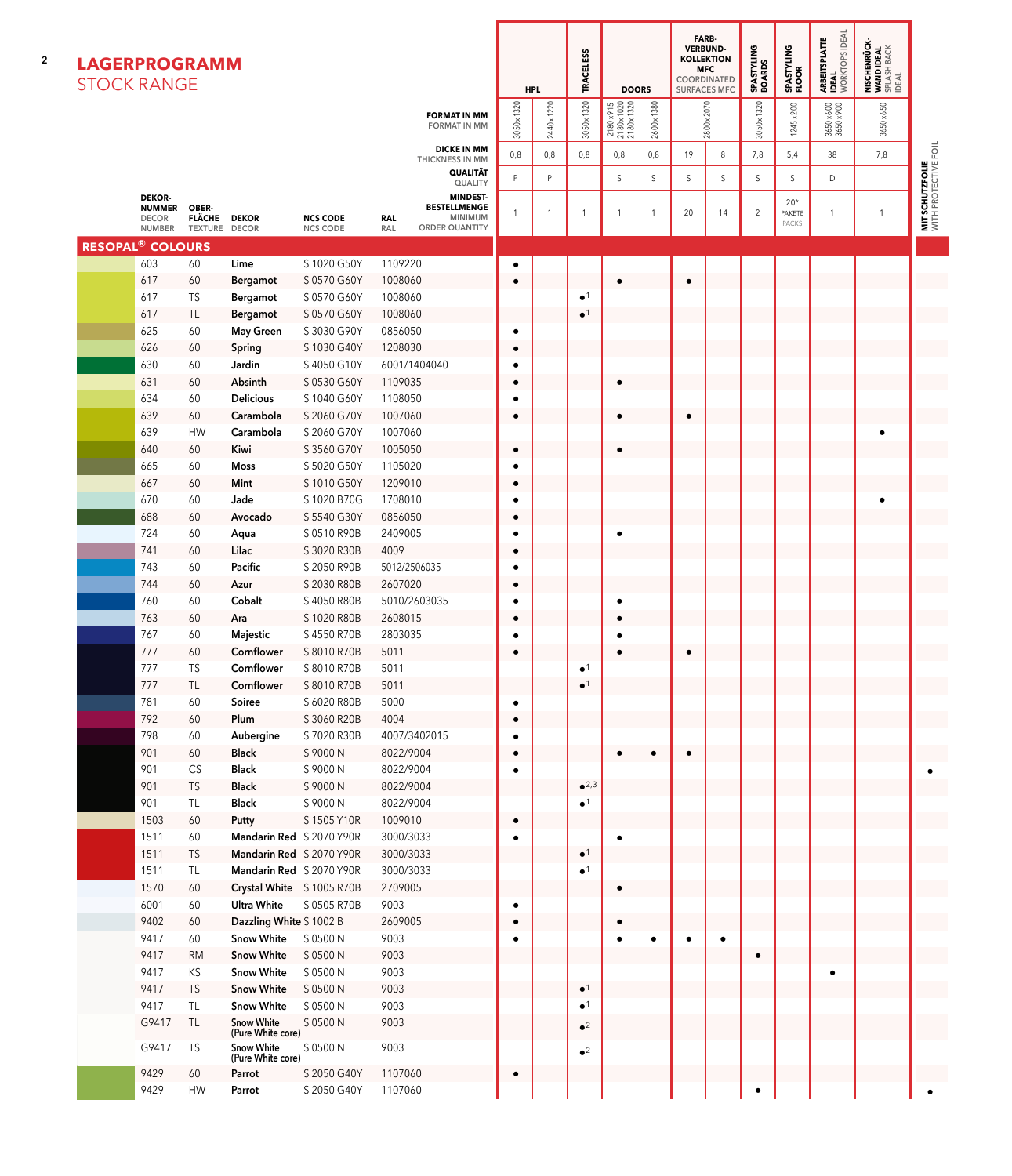# LAGERPROGRAMM
## STOCK RANGE

| DEKOR-NUMMER DECOR NUMBER | OBER-FLÄCHE TEXTURE | DEKOR DECOR | NCS CODE NCS CODE | RAL RAL | HPL | | TRACELESS | DOORS | | FARB-VERBUND-KOLLEKTION MFC COORDINATED SURFACES MFC | | SPASTYLING BOARDS | SPASTYLING FLOOR | ARBEITSPLATTE IDEAL WORKTOPS IDEAL | NISCHENRÜCK-WAND IDEAL SPLASH BACK IDEAL | MIT SCHUTZFOLIE WITH PROTECTIVE FOIL |
|---|---|---|---|---|---|---|---|---|---|---|---|---|---|---|---|---|
| | | | | FORMAT IN MM / FORMAT IN MM | 3050 x 1320 | 2440 x 1220 | 3050 x 1320 | 2180 x 915 2180 x 1020 2180 x 1320 | 2600 x 1380 | 2800 x 2070 | | 3050 x 1320 | 1245 x 200 | 3650 x 600 3650 x 900 | 3650 x 650 | |
| | | | | DICKE IN MM / THICKNESS IN MM | 0,8 | 0,8 | 0,8 | 0,8 | 0,8 | 19 | 8 | 7,8 | 5,4 | 38 | 7,8 | |
| | | | | QUALITÄT / QUALITY | P | P | | S | S | S | S | S | S | D | | |
| | | | | MINDEST-BESTELLMENGE / MINIMUM ORDER QUANTITY | 1 | 1 | 1 | 1 | 1 | 20 | 14 | 2 | 20* PAKETE PACKS | 1 | 1 | |
| **RESOPAL® COLOURS** | | | | | | | | | | | | | | | | |
| 603 | 60 | Lime | S 1020 G50Y | 1109220 | ● | | | | | | | | | | | |
| 617 | 60 | Bergamot | S 0570 G60Y | 1008060 | ● | | | ● | | ● | | | | | | |
| 617 | TS | Bergamot | S 0570 G60Y | 1008060 | | | ●[1] | | | | | | | | | |
| 617 | TL | Bergamot | S 0570 G60Y | 1008060 | | | ●[1] | | | | | | | | | |
| 625 | 60 | May Green | S 3030 G90Y | 0856050 | ● | | | | | | | | | | | |
| 626 | 60 | Spring | S 1030 G40Y | 1208030 | ● | | | | | | | | | | | |
| 630 | 60 | Jardin | S 4050 G10Y | 6001/1404040 | ● | | | | | | | | | | | |
| 631 | 60 | Absinth | S 0530 G60Y | 1109035 | ● | | | ● | | | | | | | | |
| 634 | 60 | Delicious | S 1040 G60Y | 1108050 | ● | | | | | | | | | | | |
| 639 | 60 | Carambola | S 2060 G70Y | 1007060 | ● | | | ● | | ● | | | | | | |
| 639 | HW | Carambola | S 2060 G70Y | 1007060 | | | | | | | | | | | ● | |
| 640 | 60 | Kiwi | S 3560 G70Y | 1005050 | ● | | | ● | | | | | | | | |
| 665 | 60 | Moss | S 5020 G50Y | 1105020 | ● | | | | | | | | | | | |
| 667 | 60 | Mint | S 1010 G50Y | 1209010 | ● | | | | | | | | | | | |
| 670 | 60 | Jade | S 1020 B70G | 1708010 | ● | | | | | | | | | | ● | |
| 688 | 60 | Avocado | S 5540 G30Y | 0856050 | ● | | | | | | | | | | | |
| 724 | 60 | Aqua | S 0510 R90B | 2409005 | ● | | | ● | | | | | | | | |
| 741 | 60 | Lilac | S 3020 R30B | 4009 | ● | | | | | | | | | | | |
| 743 | 60 | Pacific | S 2050 R90B | 5012/2506035 | ● | | | | | | | | | | | |
| 744 | 60 | Azur | S 2030 R80B | 2607020 | ● | | | | | | | | | | | |
| 760 | 60 | Cobalt | S 4050 R80B | 5010/2603035 | ● | | | ● | | | | | | | | |
| 763 | 60 | Ara | S 1020 R80B | 2608015 | ● | | | ● | | | | | | | | |
| 767 | 60 | Majestic | S 4550 R70B | 2803035 | ● | | | ● | | | | | | | | |
| 777 | 60 | Cornflower | S 8010 R70B | 5011 | ● | | | ● | | ● | | | | | | |
| 777 | TS | Cornflower | S 8010 R70B | 5011 | | | ●[1] | | | | | | | | | |
| 777 | TL | Cornflower | S 8010 R70B | 5011 | | | ●[1] | | | | | | | | | |
| 781 | 60 | Soiree | S 6020 R80B | 5000 | ● | | | | | | | | | | | |
| 792 | 60 | Plum | S 3060 R20B | 4004 | ● | | | | | | | | | | | |
| 798 | 60 | Aubergine | S 7020 R30B | 4007/3402015 | ● | | | | | | | | | | | |
| 901 | 60 | Black | S 9000 N | 8022/9004 | ● | | | ● | ● | ● | | | | | | |
| 901 | CS | Black | S 9000 N | 8022/9004 | ● | | | | | | | | | | | ● |
| 901 | TS | Black | S 9000 N | 8022/9004 | | | ●[2,3] | | | | | | | | | |
| 901 | TL | Black | S 9000 N | 8022/9004 | | | ●[1] | | | | | | | | | |
| 1503 | 60 | Putty | S 1505 Y10R | 1009010 | ● | | | | | | | | | | | |
| 1511 | 60 | Mandarin Red | S 2070 Y90R | 3000/3033 | ● | | | ● | | | | | | | | |
| 1511 | TS | Mandarin Red | S 2070 Y90R | 3000/3033 | | | ●[1] | | | | | | | | | |
| 1511 | TL | Mandarin Red | S 2070 Y90R | 3000/3033 | | | ●[1] | | | | | | | | | |
| 1570 | 60 | Crystal White | S 1005 R70B | 2709005 | | | | ● | | | | | | | | |
| 6001 | 60 | Ultra White | S 0505 R70B | 9003 | ● | | | | | | | | | | | |
| 9402 | 60 | Dazzling White | S 1002 B | 2609005 | ● | | | ● | | | | | | | | |
| 9417 | 60 | Snow White | S 0500 N | 9003 | ● | | | ● | ● | ● | ● | | | | | |
| 9417 | RM | Snow White | S 0500 N | 9003 | | | | | | | | ● | | | | |
| 9417 | KS | Snow White | S 0500 N | 9003 | | | | | | | | | | ● | | |
| 9417 | TS | Snow White | S 0500 N | 9003 | | | ●[1] | | | | | | | | | |
| 9417 | TL | Snow White | S 0500 N | 9003 | | | ●[1] | | | | | | | | | |
| G9417 | TL | Snow White (Pure White core) | S 0500 N | 9003 | | | ●[2] | | | | | | | | | |
| G9417 | TS | Snow White (Pure White core) | S 0500 N | 9003 | | | ●[2] | | | | | | | | | |
| 9429 | 60 | Parrot | S 2050 G40Y | 1107060 | ● | | | | | | | | | | | |
| 9429 | HW | Parrot | S 2050 G40Y | 1107060 | | | | | | | | ● | | | | ● |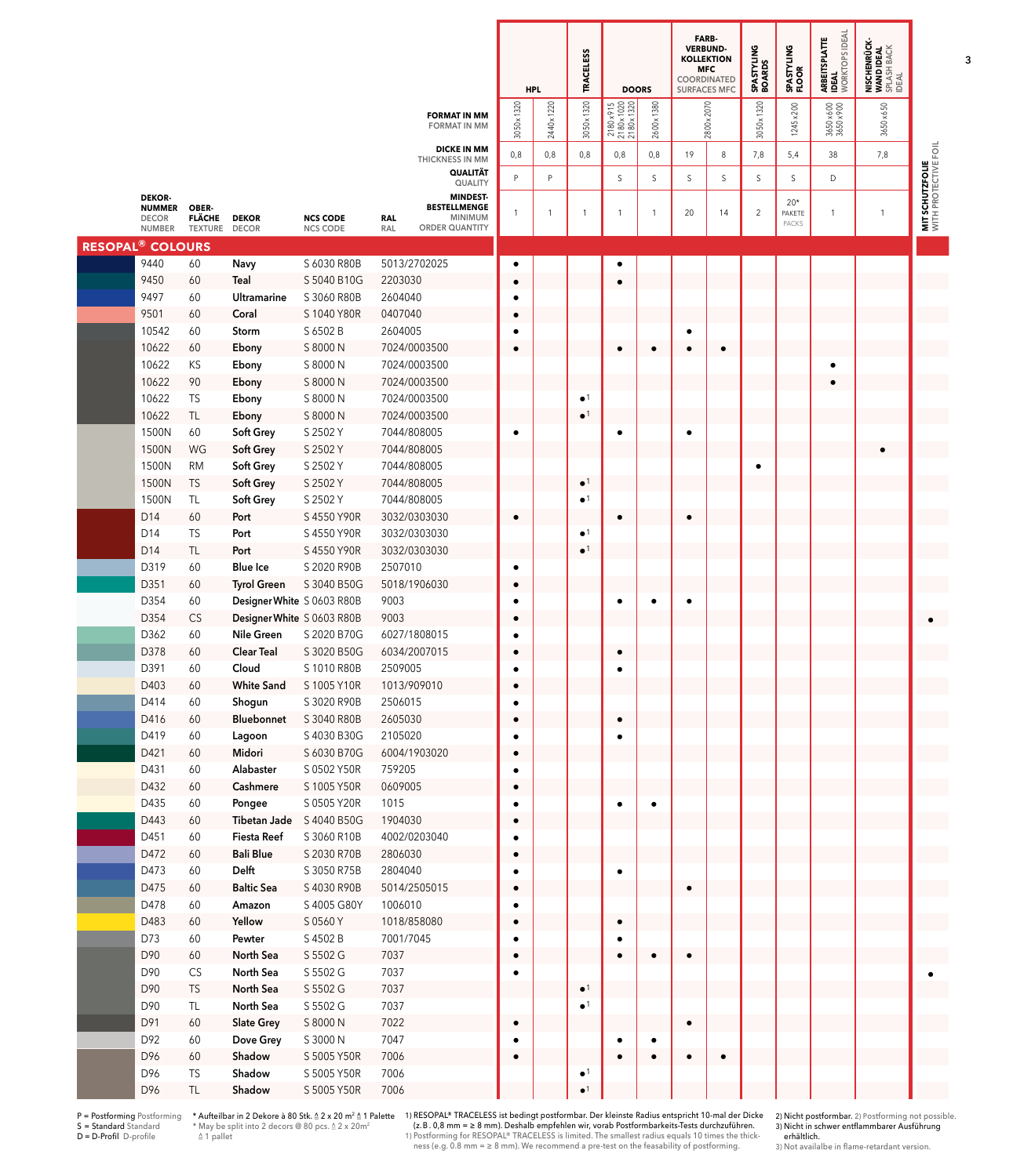| DEKOR-NUMMER DECOR NUMBER | OBER-FLÄCHE TEXTURE | DEKOR DECOR | NCS CODE NCS CODE | RAL RAL | HPL | | TRACELESS | DOORS | | FARB-VERBUND-KOLLEKTION MFC COORDINATED SURFACES MFC | | SPASTYLING BOARDS | SPASTYLING FLOOR | ARBEITSPLATTE IDEAL WORKTOPS IDEAL | NISCHENRÜCK-WAND IDEAL SPLASH BACK IDEAL | MIT SCHUTZFOLIE WITH PROTECTIVE FOIL |
|---|---|---|---|---|---|---|---|---|---|---|---|---|---|---|---|---|
| | | | | FORMAT IN MM FORMAT IN MM | 3050x1320 | 2440x1220 | 3050x1320 | 2180x915 2180x1020 2180x1320 | 2600x1380 | 2800x2070 | | 3050x1320 | 1245x200 | 3650x600 3650x900 | 3650x650 | |
| | | | | DICKE IN MM THICKNESS IN MM | 0,8 | 0,8 | 0,8 | 0,8 | 0,8 | 19 | 8 | 7,8 | 5,4 | 38 | 7,8 | |
| | | | | QUALITÄT QUALITY | P | P | | S | S | S | S | S | S | D | | |
| | | | | MINDEST-BESTELLMENGE MINIMUM ORDER QUANTITY | 1 | 1 | 1 | 1 | 1 | 20 | 14 | 2 | 20* PAKETE PACKS | 1 | 1 | |
| **RESOPAL® COLOURS** | | | | | | | | | | | | | | | | |
| 9440 | 60 | Navy | S 6030 R80B | 5013/2702025 | • | | | • | | | | | | | | |
| 9450 | 60 | Teal | S 5040 B10G | 2203030 | • | | | • | | | | | | | | |
| 9497 | 60 | Ultramarine | S 3060 R80B | 2604040 | • | | | | | | | | | | | |
| 9501 | 60 | Coral | S 1040 Y80R | 0407040 | • | | | | | | | | | | | |
| 10542 | 60 | Storm | S 6502 B | 2604005 | • | | | | | • | | | | | | |
| 10622 | 60 | Ebony | S 8000 N | 7024/0003500 | • | | | • | • | • | • | | | | | |
| 10622 | KS | Ebony | S 8000 N | 7024/0003500 | | | | | | | | | | • | | |
| 10622 | 90 | Ebony | S 8000 N | 7024/0003500 | | | | | | | | | | • | | |
| 10622 | TS | Ebony | S 8000 N | 7024/0003500 | | | •[1] | | | | | | | | | |
| 10622 | TL | Ebony | S 8000 N | 7024/0003500 | | | •[1] | | | | | | | | | |
| 1500N | 60 | Soft Grey | S 2502 Y | 7044/808005 | • | | | • | | • | | | | | | |
| 1500N | WG | Soft Grey | S 2502 Y | 7044/808005 | | | | | | | | | | | • | |
| 1500N | RM | Soft Grey | S 2502 Y | 7044/808005 | | | | | | | | • | | | | |
| 1500N | TS | Soft Grey | S 2502 Y | 7044/808005 | | | •[1] | | | | | | | | | |
| 1500N | TL | Soft Grey | S 2502 Y | 7044/808005 | | | •[1] | | | | | | | | | |
| D14 | 60 | Port | S 4550 Y90R | 3032/0303030 | • | | | • | | • | | | | | | |
| D14 | TS | Port | S 4550 Y90R | 3032/0303030 | | | •[1] | | | | | | | | | |
| D14 | TL | Port | S 4550 Y90R | 3032/0303030 | | | •[1] | | | | | | | | | |
| D319 | 60 | Blue Ice | S 2020 R90B | 2507010 | • | | | | | | | | | | | |
| D351 | 60 | Tyrol Green | S 3040 B50G | 5018/1906030 | • | | | | | | | | | | | |
| D354 | 60 | Designer White | S 0603 R80B | 9003 | • | | | • | • | • | | | | | | |
| D354 | CS | Designer White | S 0603 R80B | 9003 | • | | | | | | | | | | | • |
| D362 | 60 | Nile Green | S 2020 B70G | 6027/1808015 | • | | | | | | | | | | | |
| D378 | 60 | Clear Teal | S 3020 B50G | 6034/2007015 | • | | | • | | | | | | | | |
| D391 | 60 | Cloud | S 1010 R80B | 2509005 | • | | | • | | | | | | | | |
| D403 | 60 | White Sand | S 1005 Y10R | 1013/909010 | • | | | | | | | | | | | |
| D414 | 60 | Shogun | S 3020 R90B | 2506015 | • | | | | | | | | | | | |
| D416 | 60 | Bluebonnet | S 3040 R80B | 2605030 | • | | | • | | | | | | | | |
| D419 | 60 | Lagoon | S 4030 B30G | 2105020 | • | | | • | | | | | | | | |
| D421 | 60 | Midori | S 6030 B70G | 6004/1903020 | • | | | | | | | | | | | |
| D431 | 60 | Alabaster | S 0502 Y50R | 759205 | • | | | | | | | | | | | |
| D432 | 60 | Cashmere | S 1005 Y50R | 0609005 | • | | | | | | | | | | | |
| D435 | 60 | Pongee | S 0505 Y20R | 1015 | • | | | • | • | | | | | | | |
| D443 | 60 | Tibetan Jade | S 4040 B50G | 1904030 | • | | | | | | | | | | | |
| D451 | 60 | Fiesta Reef | S 3060 R10B | 4002/0203040 | • | | | | | | | | | | | |
| D472 | 60 | Bali Blue | S 2030 R70B | 2806030 | • | | | | | | | | | | | |
| D473 | 60 | Delft | S 3050 R75B | 2804040 | • | | | • | | | | | | | | |
| D475 | 60 | Baltic Sea | S 4030 R90B | 5014/2505015 | • | | | | | • | | | | | | |
| D478 | 60 | Amazon | S 4005 G80Y | 1006010 | • | | | | | | | | | | | |
| D483 | 60 | Yellow | S 0560 Y | 1018/858080 | • | | | • | | | | | | | | |
| D73 | 60 | Pewter | S 4502 B | 7001/7045 | • | | | • | | | | | | | | |
| D90 | 60 | North Sea | S 5502 G | 7037 | • | | | • | • | • | | | | | | |
| D90 | CS | North Sea | S 5502 G | 7037 | • | | | | | | | | | | | • |
| D90 | TS | North Sea | S 5502 G | 7037 | | | •[1] | | | | | | | | | |
| D90 | TL | North Sea | S 5502 G | 7037 | | | •[1] | | | | | | | | | |
| D91 | 60 | Slate Grey | S 8000 N | 7022 | • | | | | | • | | | | | | |
| D92 | 60 | Dove Grey | S 3000 N | 7047 | • | | | • | • | | | | | | | |
| D96 | 60 | Shadow | S 5005 Y50R | 7006 | • | | | • | • | • | • | | | | | |
| D96 | TS | Shadow | S 5005 Y50R | 7006 | | | •[1] | | | | | | | | | |
| D96 | TL | Shadow | S 5005 Y50R | 7006 | | | •[1] | | | | | | | | | |

P = Postforming Postforming
S = Standard Standard
D = D-Profil D-profile

\* Aufteilbar in 2 Dekore à 80 Stk. ≙ 2 x 20 m² ≙ 1 Palette
\* May be split into 2 decors @ 80 pcs. ≙ 2 x 20m² ≙ 1 pallet

1) RESOPAL® TRACELESS ist bedingt postformbar. Der kleinste Radius entspricht 10-mal der Dicke (z. B. 0,8 mm = ≥ 8 mm). Deshalb empfehlen wir, vorab Postformbarkeits-Tests durchzuführen.
1) Postforming for RESOPAL® TRACELESS is limited. The smallest radius equals 10 times the thickness (e.g. 0.8 mm = ≥ 8 mm). We recommend a pre-test on the feasability of postforming.

2) Nicht postformbar. 2) Postforming not possible.
3) Nicht in schwer entflammbarer Ausführung erhältlich.
3) Not availalbe in flame-retardant version.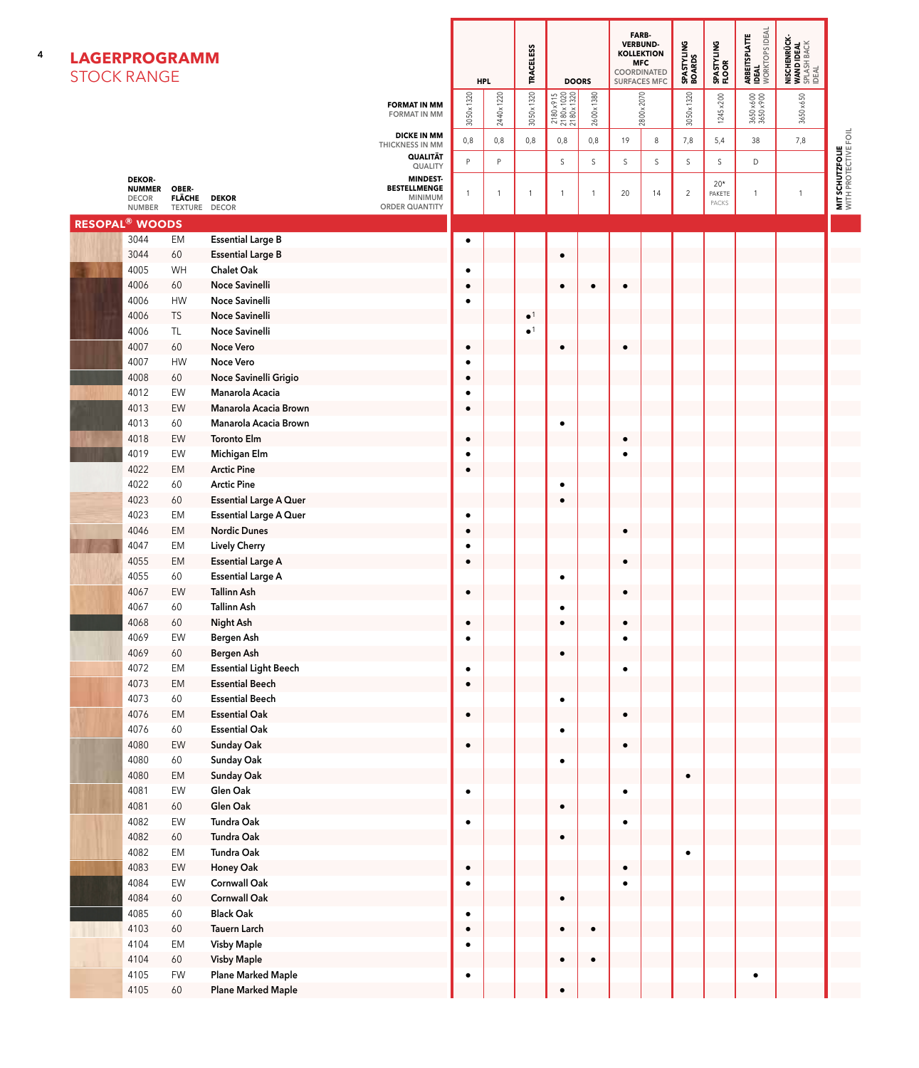# LAGERPROGRAMM
## STOCK RANGE

| DEKOR-NUMMER DECOR NUMBER | OBER-FLÄCHE TEXTURE | DEKOR DECOR | HPL | | TRACELESS | DOORS | | FARB-VERBUND-KOLLEKTION MFC COORDINATED SURFACES MFC | | SPASTYLING BOARDS | SPASTYLING FLOOR | ARBEITSPLATTE IDEAL WORKTOPS IDEAL | NISCHENRÜCK-WAND IDEAL SPLASH BACK IDEAL | MIT SCHUTZFOLIE WITH PROTECTIVE FOIL |
|---|---|---|---|---|---|---|---|---|---|---|---|---|---|---|
| | | FORMAT IN MM / FORMAT IN MM | 3050x1320 | 2440x1220 | 3050x1320 | 2180x915 2180x1020 2180x1320 | 2600x1380 | 2800x2070 | | 3050x1320 | 1245x200 | 3650x600 3650x900 | 3650x650 | |
| | | DICKE IN MM / THICKNESS IN MM | 0,8 | 0,8 | 0,8 | 0,8 | 0,8 | 19 | 8 | 7,8 | 5,4 | 38 | 7,8 | |
| | | QUALITÄT / QUALITY | P | P | | S | S | S | S | S | S | D | | |
| | | MINDEST-BESTELLMENGE / MINIMUM ORDER QUANTITY | 1 | 1 | 1 | 1 | 1 | 20 | 14 | 2 | 20* PAKETE PACKS | 1 | 1 | |
| **RESOPAL® WOODS** | | | | | | | | | | | | | | |
| 3044 | EM | Essential Large B | • | | | | | | | | | | | |
| 3044 | 60 | Essential Large B | | | | • | | | | | | | | |
| 4005 | WH | Chalet Oak | • | | | | | | | | | | | |
| 4006 | 60 | Noce Savinelli | • | | | • | • | • | | | | | | |
| 4006 | HW | Noce Savinelli | • | | | | | | | | | | | |
| 4006 | TS | Noce Savinelli | | | •[1] | | | | | | | | | |
| 4006 | TL | Noce Savinelli | | | •[1] | | | | | | | | | |
| 4007 | 60 | Noce Vero | • | | | • | | • | | | | | | |
| 4007 | HW | Noce Vero | • | | | | | | | | | | | |
| 4008 | 60 | Noce Savinelli Grigio | • | | | | | | | | | | | |
| 4012 | EW | Manarola Acacia | • | | | | | | | | | | | |
| 4013 | EW | Manarola Acacia Brown | • | | | | | | | | | | | |
| 4013 | 60 | Manarola Acacia Brown | | | | • | | | | | | | | |
| 4018 | EW | Toronto Elm | • | | | | | • | | | | | | |
| 4019 | EW | Michigan Elm | • | | | | | • | | | | | | |
| 4022 | EM | Arctic Pine | • | | | | | | | | | | | |
| 4022 | 60 | Arctic Pine | | | | • | | | | | | | | |
| 4023 | 60 | Essential Large A Quer | | | | • | | | | | | | | |
| 4023 | EM | Essential Large A Quer | • | | | | | | | | | | | |
| 4046 | EM | Nordic Dunes | • | | | | | • | | | | | | |
| 4047 | EM | Lively Cherry | • | | | | | | | | | | | |
| 4055 | EM | Essential Large A | • | | | | | • | | | | | | |
| 4055 | 60 | Essential Large A | | | | • | | | | | | | | |
| 4067 | EW | Tallinn Ash | • | | | | | • | | | | | | |
| 4067 | 60 | Tallinn Ash | | | | • | | | | | | | | |
| 4068 | 60 | Night Ash | • | | | • | | • | | | | | | |
| 4069 | EW | Bergen Ash | • | | | | | • | | | | | | |
| 4069 | 60 | Bergen Ash | | | | • | | | | | | | | |
| 4072 | EM | Essential Light Beech | • | | | | | • | | | | | | |
| 4073 | EM | Essential Beech | • | | | | | | | | | | | |
| 4073 | 60 | Essential Beech | | | | • | | | | | | | | |
| 4076 | EM | Essential Oak | • | | | | | • | | | | | | |
| 4076 | 60 | Essential Oak | | | | • | | | | | | | | |
| 4080 | EW | Sunday Oak | • | | | | | • | | | | | | |
| 4080 | 60 | Sunday Oak | | | | • | | | | | | | | |
| 4080 | EM | Sunday Oak | | | | | | | | • | | | | |
| 4081 | EW | Glen Oak | • | | | | | • | | | | | | |
| 4081 | 60 | Glen Oak | | | | • | | | | | | | | |
| 4082 | EW | Tundra Oak | • | | | | | • | | | | | | |
| 4082 | 60 | Tundra Oak | | | | • | | | | | | | | |
| 4082 | EM | Tundra Oak | | | | | | | | • | | | | |
| 4083 | EW | Honey Oak | • | | | | | • | | | | | | |
| 4084 | EW | Cornwall Oak | • | | | | | • | | | | | | |
| 4084 | 60 | Cornwall Oak | | | | • | | | | | | | | |
| 4085 | 60 | Black Oak | • | | | | | | | | | | | |
| 4103 | 60 | Tauern Larch | • | | | • | • | | | | | | | |
| 4104 | EM | Visby Maple | • | | | | | | | | | | | |
| 4104 | 60 | Visby Maple | | | | • | • | | | | | | | |
| 4105 | FW | Plane Marked Maple | • | | | | | | | | | • | | |
| 4105 | 60 | Plane Marked Maple | | | | • | | | | | | | | |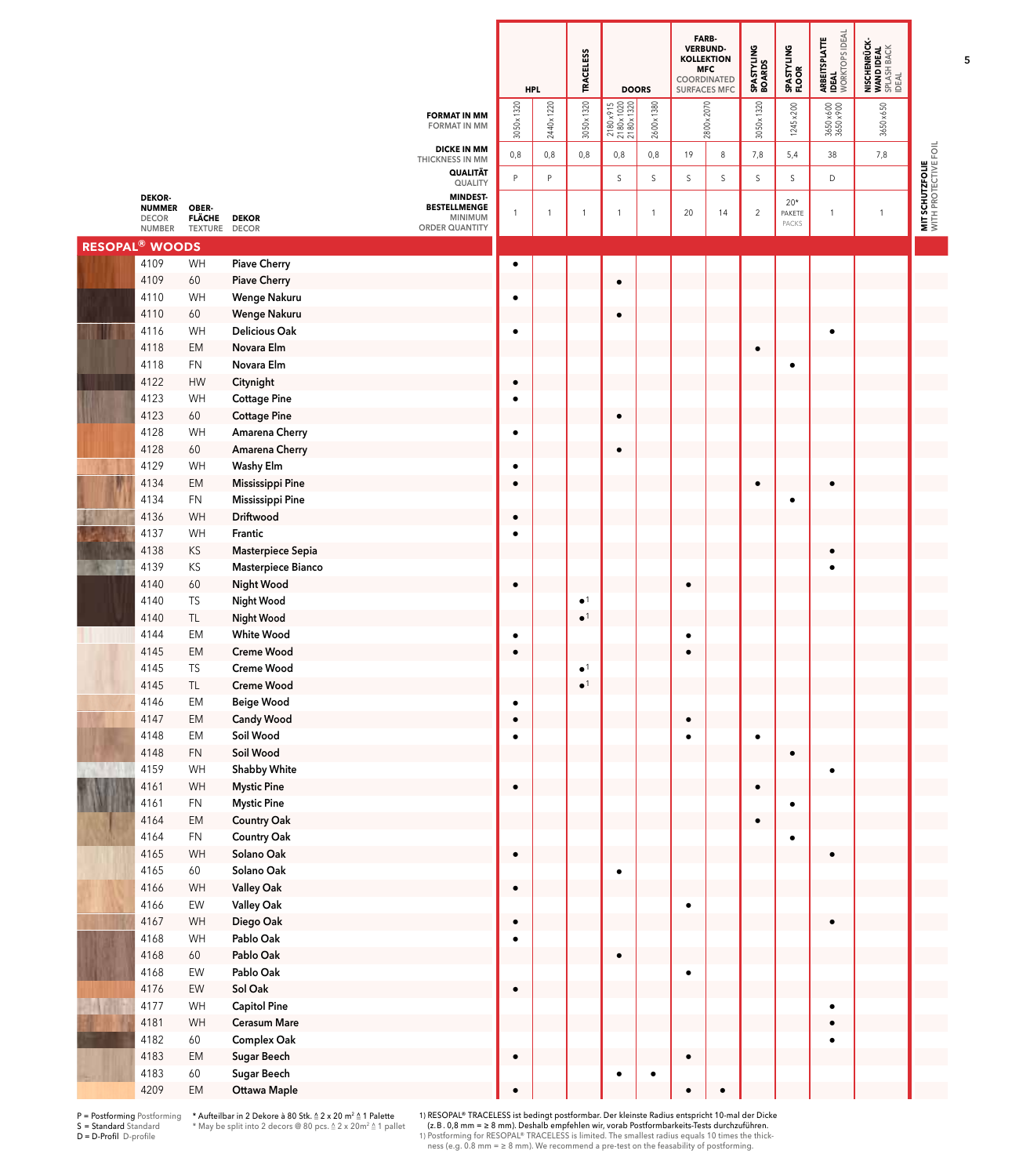| DEKOR-NUMMER DECOR NUMBER | OBER-FLÄCHE TEXTURE | DEKOR DECOR | HPL | | TRACELESS | DOORS | | FARB-VERBUND-KOLLEKTION MFC COORDINATED SURFACES MFC | | SPASTYLING BOARDS | SPASTYLING FLOOR | ARBEITSPLATTE IDEAL WORKTOPS IDEAL | NISCHENRÜCK-WAND IDEAL SPLASH BACK IDEAL | MIT SCHUTZFOLIE WITH PROTECTIVE FOIL |
|---|---|---|---|---|---|---|---|---|---|---|---|---|---|---|
| | | FORMAT IN MM FORMAT IN MM | 3050x1320 | 2440x1220 | 3050x1320 | 2180x915 2180x1020 2180x1320 | 2600x1380 | 2800x2070 | | 3050x1320 | 1245x200 | 3650x600 3650x900 | 3650x650 | |
| | | DICKE IN MM THICKNESS IN MM | 0,8 | 0,8 | 0,8 | 0,8 | 0,8 | 19 | 8 | 7,8 | 5,4 | 38 | 7,8 | |
| | | QUALITÄT QUALITY | P | P | | S | S | S | S | S | S | D | | |
| | | MINDEST-BESTELLMENGE MINIMUM ORDER QUANTITY | 1 | 1 | 1 | 1 | 1 | 20 | 14 | 2 | 20* PAKETE PACKS | 1 | 1 | |
| **RESOPAL® WOODS** | | | | | | | | | | | | | | |
| 4109 | WH | Piave Cherry | • | | | | | | | | | | | |
| 4109 | 60 | Piave Cherry | | | | • | | | | | | | | |
| 4110 | WH | Wenge Nakuru | • | | | | | | | | | | | |
| 4110 | 60 | Wenge Nakuru | | | | • | | | | | | | | |
| 4116 | WH | Delicious Oak | • | | | | | | | | | • | | |
| 4118 | EM | Novara Elm | | | | | | | | • | | | | |
| 4118 | FN | Novara Elm | | | | | | | | | • | | | |
| 4122 | HW | Citynight | • | | | | | | | | | | | |
| 4123 | WH | Cottage Pine | • | | | | | | | | | | | |
| 4123 | 60 | Cottage Pine | | | | • | | | | | | | | |
| 4128 | WH | Amarena Cherry | • | | | | | | | | | | | |
| 4128 | 60 | Amarena Cherry | | | | • | | | | | | | | |
| 4129 | WH | Washy Elm | • | | | | | | | | | | | |
| 4134 | EM | Mississippi Pine | • | | | | | | | • | | • | | |
| 4134 | FN | Mississippi Pine | | | | | | | | | • | | | |
| 4136 | WH | Driftwood | • | | | | | | | | | | | |
| 4137 | WH | Frantic | • | | | | | | | | | | | |
| 4138 | KS | Masterpiece Sepia | | | | | | | | | | • | | |
| 4139 | KS | Masterpiece Bianco | | | | | | | | | | • | | |
| 4140 | 60 | Night Wood | • | | | | | • | | | | | | |
| 4140 | TS | Night Wood | | | •[1] | | | | | | | | | |
| 4140 | TL | Night Wood | | | •[1] | | | | | | | | | |
| 4144 | EM | White Wood | • | | | | | • | | | | | | |
| 4145 | EM | Creme Wood | • | | | | | • | | | | | | |
| 4145 | TS | Creme Wood | | | •[1] | | | | | | | | | |
| 4145 | TL | Creme Wood | | | •[1] | | | | | | | | | |
| 4146 | EM | Beige Wood | • | | | | | | | | | | | |
| 4147 | EM | Candy Wood | • | | | | | • | | | | | | |
| 4148 | EM | Soil Wood | • | | | | | • | | • | | | | |
| 4148 | FN | Soil Wood | | | | | | | | | • | | | |
| 4159 | WH | Shabby White | | | | | | | | | | • | | |
| 4161 | WH | Mystic Pine | • | | | | | | | • | | | | |
| 4161 | FN | Mystic Pine | | | | | | | | | • | | | |
| 4164 | EM | Country Oak | | | | | | | | • | | | | |
| 4164 | FN | Country Oak | | | | | | | | | • | | | |
| 4165 | WH | Solano Oak | • | | | | | | | | | • | | |
| 4165 | 60 | Solano Oak | | | | • | | | | | | | | |
| 4166 | WH | Valley Oak | • | | | | | | | | | | | |
| 4166 | EW | Valley Oak | | | | | | • | | | | | | |
| 4167 | WH | Diego Oak | • | | | | | | | | | • | | |
| 4168 | WH | Pablo Oak | • | | | | | | | | | | | |
| 4168 | 60 | Pablo Oak | | | | • | | | | | | | | |
| 4168 | EW | Pablo Oak | | | | | | • | | | | | | |
| 4176 | EW | Sol Oak | • | | | | | | | | | | | |
| 4177 | WH | Capitol Pine | | | | | | | | | | • | | |
| 4181 | WH | Cerasum Mare | | | | | | | | | | • | | |
| 4182 | 60 | Complex Oak | | | | | | | | | | • | | |
| 4183 | EM | Sugar Beech | • | | | | | • | | | | | | |
| 4183 | 60 | Sugar Beech | | | | • | • | | | | | | | |
| 4209 | EM | Ottawa Maple | • | | | | | • | • | | | | | |

P = Postforming Postforming
S = Standard Standard
D = D-Profil D-profile

* Aufteilbar in 2 Dekore à 80 Stk. ≙ 2 x 20 m² ≙ 1 Palette
* May be split into 2 decors @ 80 pcs. ≙ 2 x 20m² ≙ 1 pallet

1) RESOPAL® TRACELESS ist bedingt postformbar. Der kleinste Radius entspricht 10-mal der Dicke (z.B. 0,8 mm = ≥ 8 mm). Deshalb empfehlen wir, vorab Postformbarkeits-Tests durchzuführen.
1) Postforming for RESOPAL® TRACELESS is limited. The smallest radius equals 10 times the thickness (e.g. 0.8 mm = ≥ 8 mm). We recommend a pre-test on the feasability of postforming.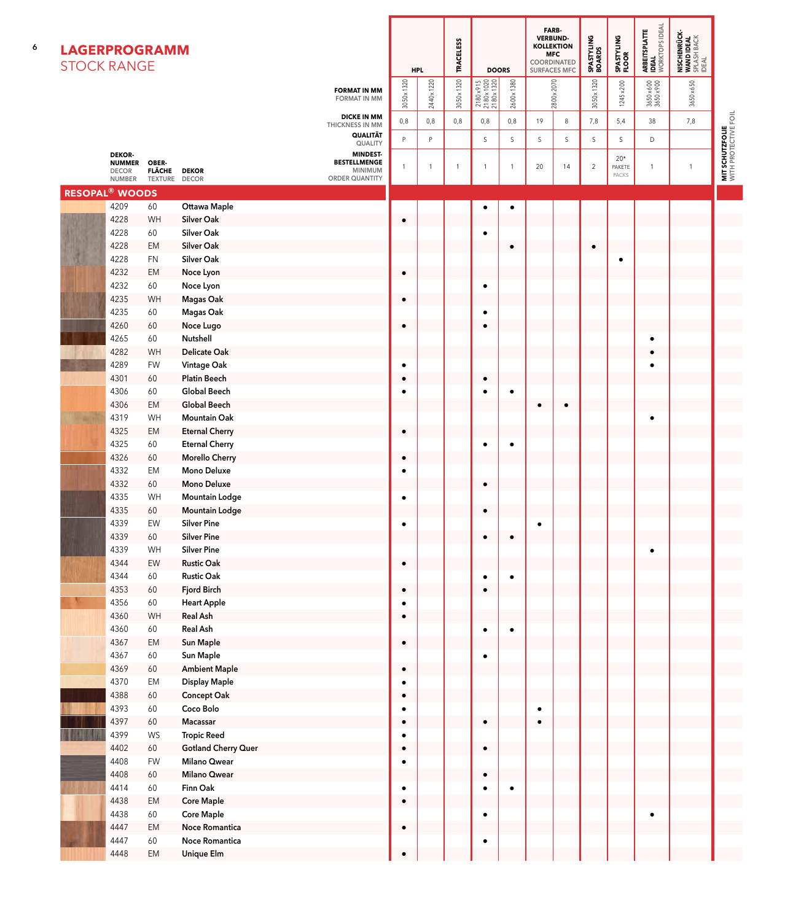# LAGERPROGRAMM
## STOCK RANGE

| DEKOR-NUMMER DECOR NUMBER | OBER-FLÄCHE TEXTURE | DEKOR DECOR | HPL | | TRACELESS | DOORS | | FARBVERBUND-KOLLEKTION MFC COORDINATED SURFACES MFC | | SPASTYLING BOARDS | SPASTYLING FLOOR | ARBEITSPLATTE IDEAL WORKTOPS IDEAL | NISCHENRÜCKWAND IDEAL SPLASH BACK IDEAL | MIT SCHUTZFOLIE WITH PROTECTIVE FOIL |
|---|---|---|---|---|---|---|---|---|---|---|---|---|---|---|
| | | FORMAT IN MM / FORMAT IN MM | 3050x1320 | 2440x1220 | 3050x1320 | 2180x915 2180x1020 2180x1320 | 2600x1380 | 2800x2070 | | 3050x1320 | 1245x200 | 3650x600 3650x900 | 3650x650 | |
| | | DICKE IN MM / THICKNESS IN MM | 0,8 | 0,8 | 0,8 | 0,8 | 0,8 | 19 | 8 | 7,8 | 5,4 | 38 | 7,8 | |
| | | QUALITÄT / QUALITY | P | P | | S | S | S | S | S | S | D | | |
| | | MINDESTBESTELLMENGE / MINIMUM ORDER QUANTITY | 1 | 1 | 1 | 1 | 1 | 20 | 14 | 2 | 20* PAKETE PACKS | 1 | 1 | |
| **RESOPAL® WOODS** | | | | | | | | | | | | | | |
| 4209 | 60 | Ottawa Maple | | | | • | • | | | | | | | |
| 4228 | WH | Silver Oak | • | | | | | | | | | | | |
| 4228 | 60 | Silver Oak | | | | • | | | | | | | | |
| 4228 | EM | Silver Oak | | | | | • | | | • | | | | |
| 4228 | FN | Silver Oak | | | | | | | | | • | | | |
| 4232 | EM | Noce Lyon | • | | | | | | | | | | | |
| 4232 | 60 | Noce Lyon | | | | • | | | | | | | | |
| 4235 | WH | Magas Oak | • | | | | | | | | | | | |
| 4235 | 60 | Magas Oak | | | | • | | | | | | | | |
| 4260 | 60 | Noce Lugo | • | | | • | | | | | | | | |
| 4265 | 60 | Nutshell | | | | | | | | | | • | | |
| 4282 | WH | Delicate Oak | | | | | | | | | | • | | |
| 4289 | FW | Vintage Oak | • | | | | | | | | | • | | |
| 4301 | 60 | Platin Beech | • | | | • | | | | | | | | |
| 4306 | 60 | Global Beech | • | | | • | • | | | | | | | |
| 4306 | EM | Global Beech | | | | | | • | • | | | | | |
| 4319 | WH | Mountain Oak | | | | | | | | | | • | | |
| 4325 | EM | Eternal Cherry | • | | | | | | | | | | | |
| 4325 | 60 | Eternal Cherry | | | | • | • | | | | | | | |
| 4326 | 60 | Morello Cherry | • | | | | | | | | | | | |
| 4332 | EM | Mono Deluxe | • | | | | | | | | | | | |
| 4332 | 60 | Mono Deluxe | | | | • | | | | | | | | |
| 4335 | WH | Mountain Lodge | • | | | | | | | | | | | |
| 4335 | 60 | Mountain Lodge | | | | • | | | | | | | | |
| 4339 | EW | Silver Pine | • | | | | | • | | | | | | |
| 4339 | 60 | Silver Pine | | | | • | • | | | | | | | |
| 4339 | WH | Silver Pine | | | | | | | | | | • | | |
| 4344 | EW | Rustic Oak | • | | | | | | | | | | | |
| 4344 | 60 | Rustic Oak | | | | • | • | | | | | | | |
| 4353 | 60 | Fjord Birch | • | | | • | | | | | | | | |
| 4356 | 60 | Heart Apple | • | | | | | | | | | | | |
| 4360 | WH | Real Ash | • | | | | | | | | | | | |
| 4360 | 60 | Real Ash | | | | • | • | | | | | | | |
| 4367 | EM | Sun Maple | • | | | | | | | | | | | |
| 4367 | 60 | Sun Maple | | | | • | | | | | | | | |
| 4369 | 60 | Ambient Maple | • | | | | | | | | | | | |
| 4370 | EM | Display Maple | • | | | | | | | | | | | |
| 4388 | 60 | Concept Oak | • | | | | | | | | | | | |
| 4393 | 60 | Coco Bolo | • | | | | | • | | | | | | |
| 4397 | 60 | Macassar | • | | | • | | • | | | | | | |
| 4399 | WS | Tropic Reed | • | | | | | | | | | | | |
| 4402 | 60 | Gotland Cherry Quer | • | | | • | | | | | | | | |
| 4408 | FW | Milano Qwear | • | | | | | | | | | | | |
| 4408 | 60 | Milano Qwear | | | | • | | | | | | | | |
| 4414 | 60 | Finn Oak | • | | | • | • | | | | | | | |
| 4438 | EM | Core Maple | • | | | | | | | | | | | |
| 4438 | 60 | Core Maple | | | | • | | | | | | • | | |
| 4447 | EM | Noce Romantica | • | | | | | | | | | | | |
| 4447 | 60 | Noce Romantica | | | | • | | | | | | | | |
| 4448 | EM | Unique Elm | • | | | | | | | | | | | |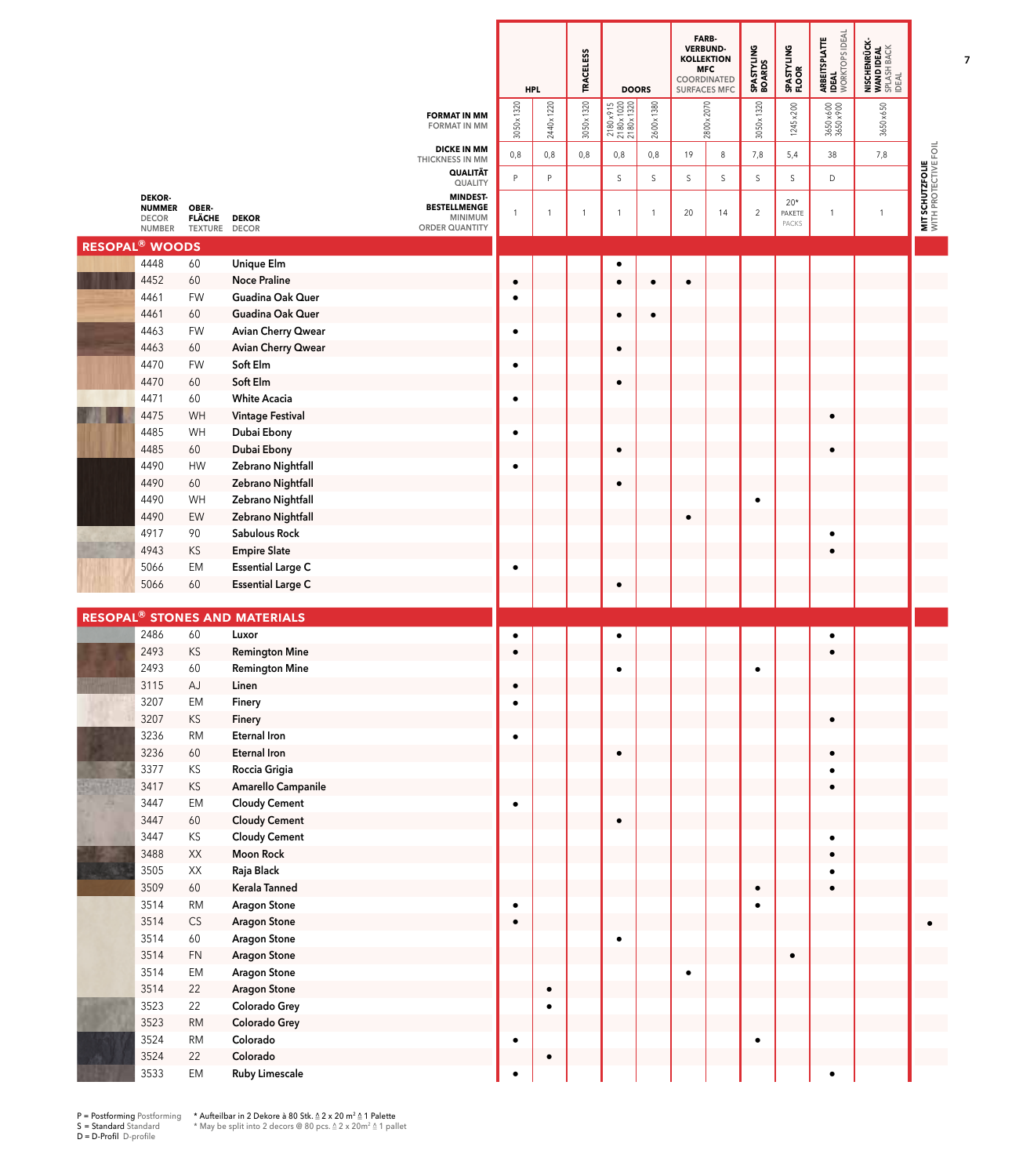| DEKOR-NUMMER DECOR NUMBER | OBER-FLÄCHE TEXTURE | DEKOR DECOR | HPL | | TRACELESS | DOORS | | FARB-VERBUND-KOLLEKTION MFC COORDINATED SURFACES MFC | | SPASTYLING BOARDS | SPASTYLING FLOOR | ARBEITSPLATTE IDEAL WORKTOPS IDEAL | NISCHENRÜCK-WAND IDEAL SPLASH BACK IDEAL | MIT SCHUTZFOLIE WITH PROTECTIVE FOIL |
|---|---|---|---|---|---|---|---|---|---|---|---|---|---|---|
| | | **FORMAT IN MM** FORMAT IN MM | 3050x1320 | 2440x1220 | 3050x1320 | 2180x915 2180x1020 2180x1320 | 2600x1380 | 2800x2070 | | 3050x1320 | 1245x200 | 3650x600 3650x900 | 3650x650 | |
| | | **DICKE IN MM** THICKNESS IN MM | 0,8 | 0,8 | 0,8 | 0,8 | 0,8 | 19 | 8 | 7,8 | 5,4 | 38 | 7,8 | |
| | | **QUALITÄT** QUALITY | P | P | | S | S | S | S | S | S | D | | |
| | | **MINDEST-BESTELLMENGE** MINIMUM ORDER QUANTITY | 1 | 1 | 1 | 1 | 1 | 20 | 14 | 2 | 20* PAKETE PACKS | 1 | 1 | |
| **RESOPAL® WOODS** | | | | | | | | | | | | | | |
| 4448 | 60 | Unique Elm | | | | • | | | | | | | | |
| 4452 | 60 | Noce Praline | • | | | • | • | • | | | | | | |
| 4461 | FW | Guadina Oak Quer | • | | | | | | | | | | | |
| 4461 | 60 | Guadina Oak Quer | | | | • | • | | | | | | | |
| 4463 | FW | Avian Cherry Qwear | • | | | | | | | | | | | |
| 4463 | 60 | Avian Cherry Qwear | | | | • | | | | | | | | |
| 4470 | FW | Soft Elm | • | | | | | | | | | | | |
| 4470 | 60 | Soft Elm | | | | • | | | | | | | | |
| 4471 | 60 | White Acacia | • | | | | | | | | | | | |
| 4475 | WH | Vintage Festival | | | | | | | | | | • | | |
| 4485 | WH | Dubai Ebony | • | | | | | | | | | | | |
| 4485 | 60 | Dubai Ebony | | | | • | | | | | | • | | |
| 4490 | HW | Zebrano Nightfall | • | | | | | | | | | | | |
| 4490 | 60 | Zebrano Nightfall | | | | • | | | | | | | | |
| 4490 | WH | Zebrano Nightfall | | | | | | | | • | | | | |
| 4490 | EW | Zebrano Nightfall | | | | | | • | | | | | | |
| 4917 | 90 | Sabulous Rock | | | | | | | | | | • | | |
| 4943 | KS | Empire Slate | | | | | | | | | | • | | |
| 5066 | EM | Essential Large C | • | | | | | | | | | | | |
| 5066 | 60 | Essential Large C | | | | • | | | | | | | | |
| **RESOPAL® STONES AND MATERIALS** | | | | | | | | | | | | | | |
| 2486 | 60 | Luxor | • | | | • | | | | | | • | | |
| 2493 | KS | Remington Mine | • | | | | | | | | | • | | |
| 2493 | 60 | Remington Mine | | | | • | | | | • | | | | |
| 3115 | AJ | Linen | • | | | | | | | | | | | |
| 3207 | EM | Finery | • | | | | | | | | | | | |
| 3207 | KS | Finery | | | | | | | | | | • | | |
| 3236 | RM | Eternal Iron | • | | | | | | | | | | | |
| 3236 | 60 | Eternal Iron | | | | • | | | | | | • | | |
| 3377 | KS | Roccia Grigia | | | | | | | | | | • | | |
| 3417 | KS | Amarello Campanile | | | | | | | | | | • | | |
| 3447 | EM | Cloudy Cement | • | | | | | | | | | | | |
| 3447 | 60 | Cloudy Cement | | | | • | | | | | | | | |
| 3447 | KS | Cloudy Cement | | | | | | | | | | • | | |
| 3488 | XX | Moon Rock | | | | | | | | | | • | | |
| 3505 | XX | Raja Black | | | | | | | | | | • | | |
| 3509 | 60 | Kerala Tanned | | | | | | | | • | | • | | |
| 3514 | RM | Aragon Stone | • | | | | | | | • | | | | |
| 3514 | CS | Aragon Stone | • | | | | | | | | | | | • |
| 3514 | 60 | Aragon Stone | | | | • | | | | | | | | |
| 3514 | FN | Aragon Stone | | | | | | | | | • | | | |
| 3514 | EM | Aragon Stone | | | | | | • | | | | | | |
| 3514 | 22 | Aragon Stone | | • | | | | | | | | | | |
| 3523 | 22 | Colorado Grey | | • | | | | | | | | | | |
| 3523 | RM | Colorado Grey | | | | | | | | | | | | |
| 3524 | RM | Colorado | • | | | | | | | • | | | | |
| 3524 | 22 | Colorado | | • | | | | | | | | | | |
| 3533 | EM | Ruby Limescale | • | | | | | | | | | • | | |

P = Postforming Postforming
S = Standard Standard
D = D-Profil D-profile

\* Aufteilbar in 2 Dekore à 80 Stk. ≙ 2 x 20 m² ≙ 1 Palette
\* May be split into 2 decors @ 80 pcs. ≙ 2 x 20m² ≙ 1 pallet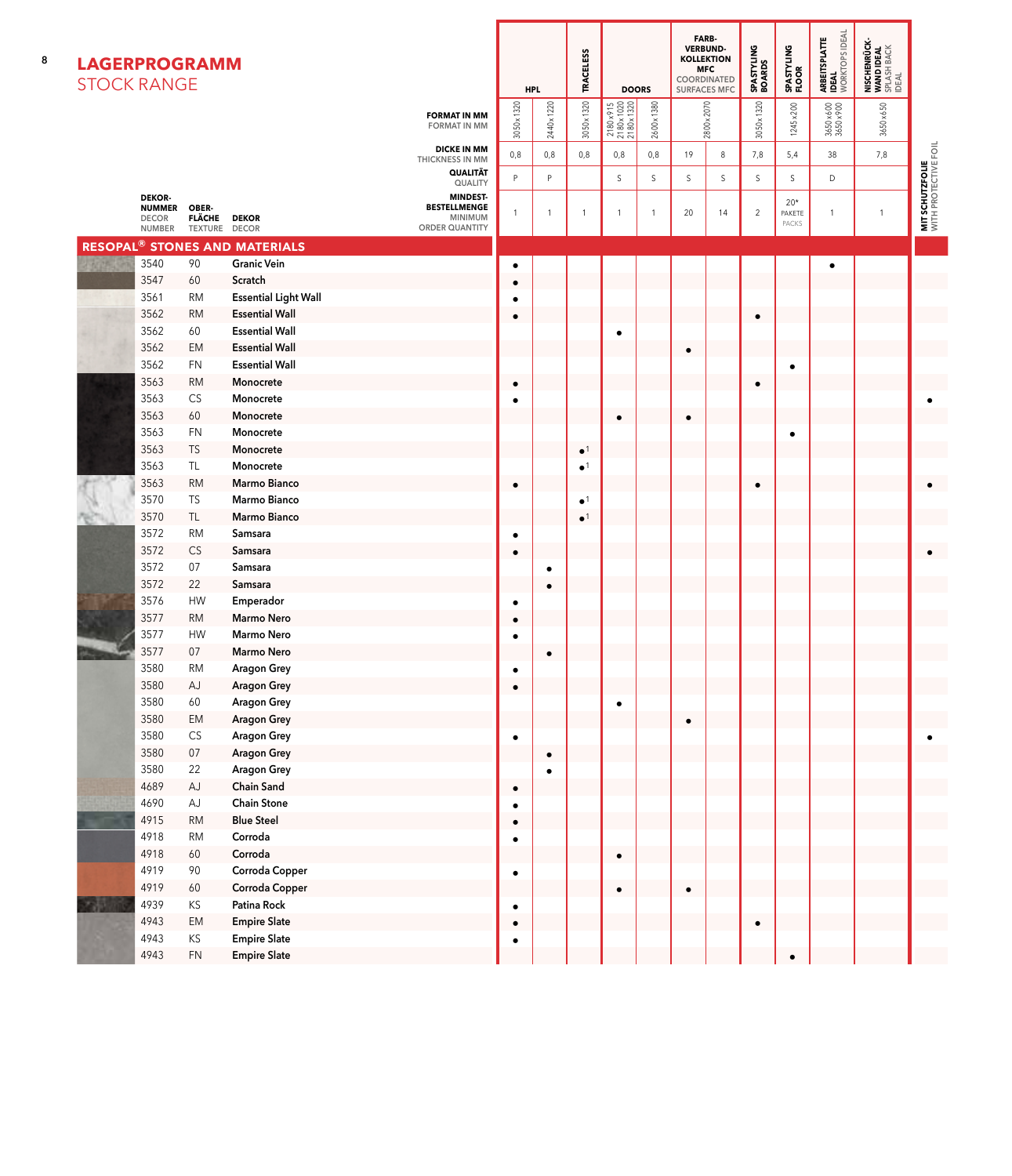# LAGERPROGRAMM
## STOCK RANGE

| DEKOR-NUMMER DECOR NUMBER | OBER-FLÄCHE TEXTURE | DEKOR DECOR | HPL | | TRACELESS | DOORS | | FARB-VERBUND-KOLLEKTION MFC COORDINATED SURFACES MFC | | SPASTYLING BOARDS | SPASTYLING FLOOR | ARBEITSPLATTE IDEAL WORKTOPS IDEAL | NISCHENRÜCK-WAND IDEAL SPLASH BACK IDEAL | MIT SCHUTZFOLIE WITH PROTECTIVE FOIL |
|---|---|---|---|---|---|---|---|---|---|---|---|---|---|---|
| | | FORMAT IN MM / FORMAT IN MM | 3050x1320 | 2440x1220 | 3050x1320 | 2180x915 2180x1020 2180x1320 | 2600x1380 | 2800x2070 | | 3050x1320 | 1245x200 | 3650x600 3650x900 | 3650x650 | |
| | | DICKE IN MM / THICKNESS IN MM | 0,8 | 0,8 | 0,8 | 0,8 | 0,8 | 19 | 8 | 7,8 | 5,4 | 38 | 7,8 | |
| | | QUALITÄT / QUALITY | P | P | | S | S | S | S | S | S | D | | |
| | | MINDEST-BESTELLMENGE / MINIMUM ORDER QUANTITY | 1 | 1 | 1 | 1 | 1 | 20 | 14 | 2 | 20* PAKETE PACKS | 1 | 1 | |
| **RESOPAL® STONES AND MATERIALS** | | | | | | | | | | | | | | |
| 3540 | 90 | **Granic Vein** | • | | | | | | | | | • | | |
| 3547 | 60 | **Scratch** | • | | | | | | | | | | | |
| 3561 | RM | **Essential Light Wall** | • | | | | | | | | | | | |
| 3562 | RM | **Essential Wall** | • | | | | | | | • | | | | |
| 3562 | 60 | **Essential Wall** | | | | • | | | | | | | | |
| 3562 | EM | **Essential Wall** | | | | | | • | | | | | | |
| 3562 | FN | **Essential Wall** | | | | | | | | | • | | | |
| 3563 | RM | **Monocrete** | • | | | | | | | • | | | | |
| 3563 | CS | **Monocrete** | • | | | | | | | | | | | • |
| 3563 | 60 | **Monocrete** | | | | • | | • | | | | | | |
| 3563 | FN | **Monocrete** | | | | | | | | | • | | | |
| 3563 | TS | **Monocrete** | | | •[1] | | | | | | | | | |
| 3563 | TL | **Monocrete** | | | •[1] | | | | | | | | | |
| 3563 | RM | **Marmo Bianco** | • | | | | | | | • | | | | • |
| 3570 | TS | **Marmo Bianco** | | | •[1] | | | | | | | | | |
| 3570 | TL | **Marmo Bianco** | | | •[1] | | | | | | | | | |
| 3572 | RM | **Samsara** | • | | | | | | | | | | | |
| 3572 | CS | **Samsara** | • | | | | | | | | | | | • |
| 3572 | 07 | **Samsara** | | • | | | | | | | | | | |
| 3572 | 22 | **Samsara** | | • | | | | | | | | | | |
| 3576 | HW | **Emperador** | • | | | | | | | | | | | |
| 3577 | RM | **Marmo Nero** | • | | | | | | | | | | | |
| 3577 | HW | **Marmo Nero** | • | | | | | | | | | | | |
| 3577 | 07 | **Marmo Nero** | | • | | | | | | | | | | |
| 3580 | RM | **Aragon Grey** | • | | | | | | | | | | | |
| 3580 | AJ | **Aragon Grey** | • | | | | | | | | | | | |
| 3580 | 60 | **Aragon Grey** | | | | • | | | | | | | | |
| 3580 | EM | **Aragon Grey** | | | | | | • | | | | | | |
| 3580 | CS | **Aragon Grey** | • | | | | | | | | | | | • |
| 3580 | 07 | **Aragon Grey** | | • | | | | | | | | | | |
| 3580 | 22 | **Aragon Grey** | | • | | | | | | | | | | |
| 4689 | AJ | **Chain Sand** | • | | | | | | | | | | | |
| 4690 | AJ | **Chain Stone** | • | | | | | | | | | | | |
| 4915 | RM | **Blue Steel** | • | | | | | | | | | | | |
| 4918 | RM | **Corroda** | • | | | | | | | | | | | |
| 4918 | 60 | **Corroda** | | | | • | | | | | | | | |
| 4919 | 90 | **Corroda Copper** | • | | | | | | | | | | | |
| 4919 | 60 | **Corroda Copper** | | | | • | | • | | | | | | |
| 4939 | KS | **Patina Rock** | • | | | | | | | | | | | |
| 4943 | EM | **Empire Slate** | • | | | | | | | • | | | | |
| 4943 | KS | **Empire Slate** | • | | | | | | | | | | | |
| 4943 | FN | **Empire Slate** | | | | | | | | | • | | | |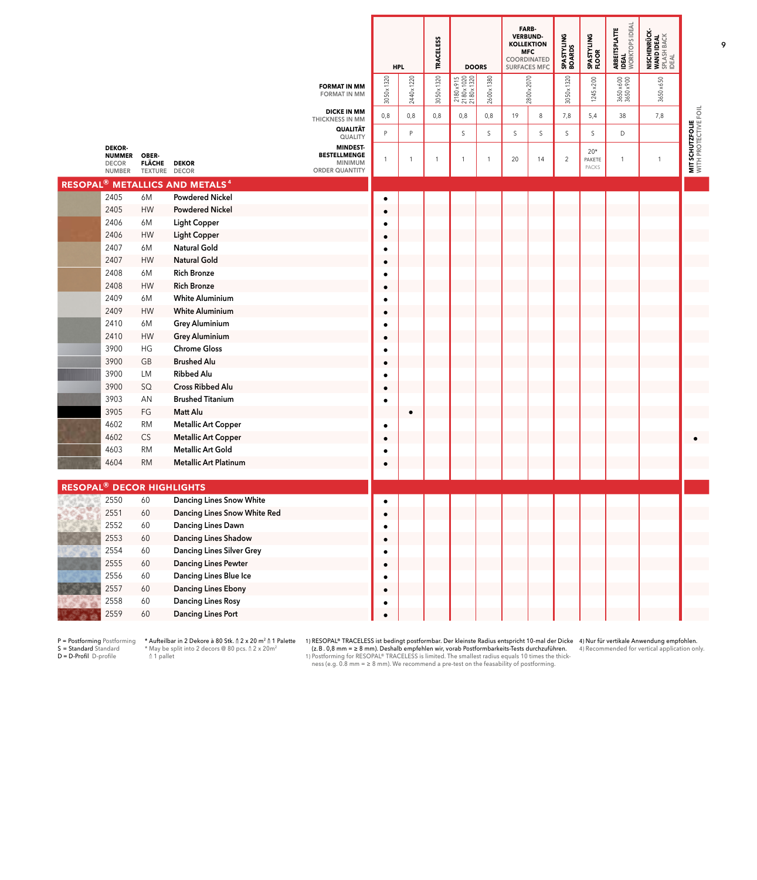| DEKOR-NUMMER DECOR NUMBER | OBER-FLÄCHE TEXTURE | DEKOR DECOR | HPL | | TRACELESS | DOORS | | FARB-VERBUND-KOLLEKTION MFC COORDINATED SURFACES MFC | | SPASTYLING BOARDS | SPASTYLING FLOOR | ARBEITSPLATTE IDEAL WORKTOPS IDEAL | NISCHENRÜCK-WAND IDEAL SPLASH BACK IDEAL | MIT SCHUTZFOLIE WITH PROTECTIVE FOIL |
|---|---|---|---|---|---|---|---|---|---|---|---|---|---|---|
| | | FORMAT IN MM / FORMAT IN MM | 3050x1320 | 2440x1220 | 3050x1320 | 2180x915 2180x1020 2180x1320 | 2600x1380 | 2800x2070 | | 3050x1320 | 1245x200 | 3650x600 3650x900 | 3650x650 | |
| | | DICKE IN MM / THICKNESS IN MM | 0,8 | 0,8 | 0,8 | 0,8 | 0,8 | 19 | 8 | 7,8 | 5,4 | 38 | 7,8 | |
| | | QUALITÄT / QUALITY | P | P | | S | S | S | S | S | S | D | | |
| | | MINDEST-BESTELLMENGE / MINIMUM ORDER QUANTITY | 1 | 1 | 1 | 1 | 1 | 20 | 14 | 2 | 20* PAKETE PACKS | 1 | 1 | |
| **RESOPAL® METALLICS AND METALS[4]** | | | | | | | | | | | | | | |
| 2405 | 6M | Powdered Nickel | • | | | | | | | | | | | |
| 2405 | HW | Powdered Nickel | • | | | | | | | | | | | |
| 2406 | 6M | Light Copper | • | | | | | | | | | | | |
| 2406 | HW | Light Copper | • | | | | | | | | | | | |
| 2407 | 6M | Natural Gold | • | | | | | | | | | | | |
| 2407 | HW | Natural Gold | • | | | | | | | | | | | |
| 2408 | 6M | Rich Bronze | • | | | | | | | | | | | |
| 2408 | HW | Rich Bronze | • | | | | | | | | | | | |
| 2409 | 6M | White Aluminium | • | | | | | | | | | | | |
| 2409 | HW | White Aluminium | • | | | | | | | | | | | |
| 2410 | 6M | Grey Aluminium | • | | | | | | | | | | | |
| 2410 | HW | Grey Aluminium | • | | | | | | | | | | | |
| 3900 | HG | Chrome Gloss | • | | | | | | | | | | | |
| 3900 | GB | Brushed Alu | • | | | | | | | | | | | |
| 3900 | LM | Ribbed Alu | • | | | | | | | | | | | |
| 3900 | SQ | Cross Ribbed Alu | • | | | | | | | | | | | |
| 3903 | AN | Brushed Titanium | • | | | | | | | | | | | |
| 3905 | FG | Matt Alu | | • | | | | | | | | | | |
| 4602 | RM | Metallic Art Copper | • | | | | | | | | | | | |
| 4602 | CS | Metallic Art Copper | • | | | | | | | | | | | • |
| 4603 | RM | Metallic Art Gold | • | | | | | | | | | | | |
| 4604 | RM | Metallic Art Platinum | • | | | | | | | | | | | |
| **RESOPAL® DECOR HIGHLIGHTS** | | | | | | | | | | | | | | |
| 2550 | 60 | Dancing Lines Snow White | • | | | | | | | | | | | |
| 2551 | 60 | Dancing Lines Snow White Red | • | | | | | | | | | | | |
| 2552 | 60 | Dancing Lines Dawn | • | | | | | | | | | | | |
| 2553 | 60 | Dancing Lines Shadow | • | | | | | | | | | | | |
| 2554 | 60 | Dancing Lines Silver Grey | • | | | | | | | | | | | |
| 2555 | 60 | Dancing Lines Pewter | • | | | | | | | | | | | |
| 2556 | 60 | Dancing Lines Blue Ice | • | | | | | | | | | | | |
| 2557 | 60 | Dancing Lines Ebony | • | | | | | | | | | | | |
| 2558 | 60 | Dancing Lines Rosy | • | | | | | | | | | | | |
| 2559 | 60 | Dancing Lines Port | • | | | | | | | | | | | |

P = Postforming Postforming
S = Standard Standard
D = D-Profil D-profile

\* Aufteilbar in 2 Dekore à 80 Stk. ≙ 2 x 20 m² ≙ 1 Palette
\* May be split into 2 decors @ 80 pcs. ≙ 2 x 20m² ≙ 1 pallet

1) RESOPAL® TRACELESS ist bedingt postformbar. Der kleinste Radius entspricht 10-mal der Dicke (z.B. 0,8 mm = ≥ 8 mm). Deshalb empfehlen wir, vorab Postformbarkeits-Tests durchzuführen.
1) Postforming for RESOPAL® TRACELESS is limited. The smallest radius equals 10 times the thickness (e.g. 0.8 mm = ≥ 8 mm). We recommend a pre-test on the feasability of postforming.

4) Nur für vertikale Anwendung empfohlen.
4) Recommended for vertical application only.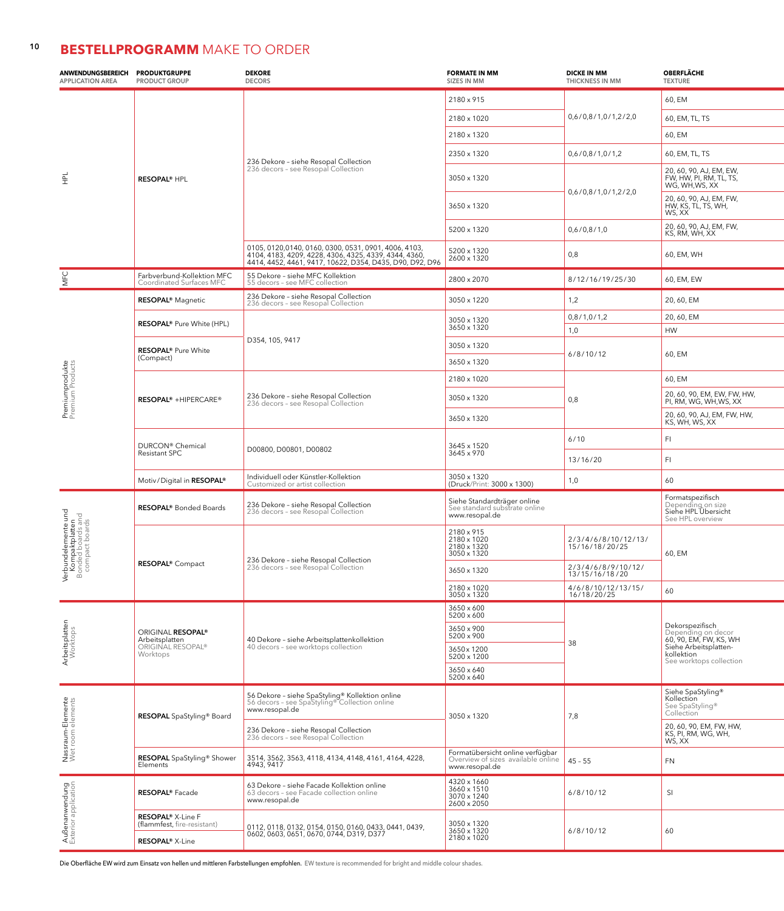# BESTELLPROGRAMM MAKE TO ORDER

| ANWENDUNGSBEREICH APPLICATION AREA | PRODUKTGRUPPE PRODUCT GROUP | DEKORE DECORS | FORMATE IN MM SIZES IN MM | DICKE IN MM THICKNESS IN MM | OBERFLÄCHE TEXTURE |
|---|---|---|---|---|---|
| HPL | **RESOPAL®** HPL | 236 Dekore – siehe Resopal Collection 236 decors – see Resopal Collection | 2180 x 915 | 0,6/0,8/1,0/1,2/2,0 | 60, EM |
| | | | 2180 x 1020 | | 60, EM, TL, TS |
| | | | 2180 x 1320 | | 60, EM |
| | | | 2350 x 1320 | 0,6/0,8/1,0/1,2 | 60, EM, TL, TS |
| | | | 3050 x 1320 | 0,6/0,8/1,0/1,2/2,0 | 20, 60, 90, AJ, EM, EW, FW, HW, PI, RM, TL, TS, WG, WH,WS, XX |
| | | | 3650 x 1320 | | 20, 60, 90, AJ, EM, FW, HW, KS, TL, TS, WH, WS, XX |
| | | | 5200 x 1320 | 0,6/0,8/1,0 | 20, 60, 90, AJ, EM, FW, KS, RM, WH, XX |
| | | 0105, 0120,0140, 0160, 0300, 0531, 0901, 4006, 4103, 4104, 4183, 4209, 4228, 4306, 4325, 4339, 4344, 4360, 4414, 4452, 4461, 9417, 10622, D354, D435, D90, D92, D96 | 5200 x 1320 2600 x 1320 | 0,8 | 60, EM, WH |
| MFC | Farbverbund-Kollektion MFC Coordinated Surfaces MFC | 55 Dekore – siehe MFC Kollektion 55 decors – see MFC collection | 2800 x 2070 | 8/12/16/19/25/30 | 60, EM, EW |
| Premiumprodukte Premium Products | **RESOPAL®** Magnetic | 236 Dekore – siehe Resopal Collection 236 decors – see Resopal Collection | 3050 x 1220 | 1,2 | 20, 60, EM |
| | **RESOPAL®** Pure White (HPL) | D354, 105, 9417 | 3050 x 1320 3650 x 1320 | 0,8/1,0/1,2 | 20, 60, EM |
| | | | | 1,0 | HW |
| | **RESOPAL®** Pure White (Compact) | | 3050 x 1320 | 6/8/10/12 | 60, EM |
| | | | 3650 x 1320 | | |
| | **RESOPAL®** +HIPERCARE® | 236 Dekore – siehe Resopal Collection 236 decors – see Resopal Collection | 2180 x 1020 | 0,8 | 60, EM |
| | | | 3050 x 1320 | | 20, 60, 90, EM, EW, FW, HW, PI, RM, WG, WH,WS, XX |
| | | | 3650 x 1320 | | 20, 60, 90, AJ, EM, FW, HW, KS, WH, WS, XX |
| | DURCON® Chemical Resistant SPC | D00800, D00801, D00802 | 3645 x 1520 3645 x 970 | 6/10 | FI |
| | | | | 13/16/20 | FI |
| | Motiv/Digital in **RESOPAL®** | Individuell oder Künstler-Kollektion Customized or artist collection | 3050 x 1320 (Druck/Print: 3000 x 1300) | 1,0 | 60 |
| Verbundelemente und Kompaktplatten Bonded boards and compact boards | **RESOPAL®** Bonded Boards | 236 Dekore – siehe Resopal Collection 236 decors – see Resopal Collection | Siehe Standardträger online See standard substrate online www.resopal.de | | Formatspezifisch Depending on size Siehe HPL Übersicht See HPL overview |
| | **RESOPAL®** Compact | 236 Dekore – siehe Resopal Collection 236 decors – see Resopal Collection | 2180 x 915 2180 x 1020 2180 x 1320 3050 x 1320 | 2/3/4/6/8/10/12/13/15/16/18/20/25 | 60, EM |
| | | | 3650 x 1320 | 2/3/4/6/8/9/10/12/13/15/16/18/20 | |
| | | | 2180 x 1020 3050 x 1320 | 4/6/8/10/12/13/15/16/18/20/25 | 60 |
| Arbeitsplatten Worktops | ORIGINAL **RESOPAL®** Arbeitsplatten ORIGINAL RESOPAL® Worktops | 40 Dekore – siehe Arbeitsplattenkollektion 40 decors – see worktops collection | 3650 x 600 5200 x 600 | 38 | Dekorspezifisch Depending on decor 60, 90, EM, FW, KS, WH Siehe Arbeitsplatten-kollektion See worktops collection |
| | | | 3650 x 900 5200 x 900 | | |
| | | | 3650 x 1200 5200 x 1200 | | |
| | | | 3650 x 640 5200 x 640 | | |
| Nassraum-Elemente Wet room elements | **RESOPAL** SpaStyling® Board | 56 Dekore – siehe SpaStyling® Kollektion online 56 decors – see SpaStyling® Collection online www.resopal.de | 3050 x 1320 | 7,8 | Siehe SpaStyling® Kollektion See SpaStyling® Collection |
| | | 236 Dekore – siehe Resopal Collection 236 decors – see Resopal Collection | | | 20, 60, 90, EM, FW, HW, KS, PI, RM, WG, WH, WS, XX |
| | **RESOPAL** SpaStyling® Shower Elements | 3514, 3562, 3563, 4118, 4134, 4148, 4161, 4164, 4228, 4943, 9417 | Formatübersicht online verfügbar Overview of sizes available online www.resopal.de | 45 – 55 | FN |
| Außenanwendung Exterior application | **RESOPAL®** Facade | 63 Dekore – siehe Facade Kollektion online 63 decors – see Facade collection online www.resopal.de | 4320 x 1660 3660 x 1510 3070 x 1240 2600 x 2050 | 6/8/10/12 | SI |
| | **RESOPAL®** X-Line F (flammfest, fire-resistant) | 0112, 0118, 0132, 0154, 0150, 0160, 0433, 0441, 0439, 0602, 0603, 0651, 0670, 0744, D319, D377 | 3050 x 1320 3650 x 1320 2180 x 1020 | 6/8/10/12 | 60 |
| | **RESOPAL®** X-Line | | | | |

Die Oberfläche EW wird zum Einsatz von hellen und mittleren Farbstellungen empfohlen. EW texture is recommended for bright and middle colour shades.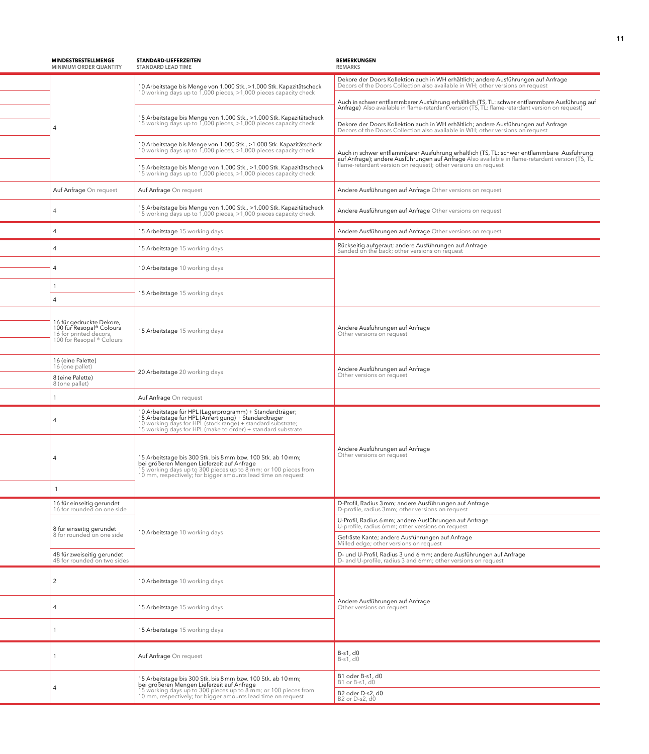| MINDESTBESTELLMENGE MINIMUM ORDER QUANTITY | STANDARD-LIEFERZEITEN STANDARD LEAD TIME | BEMERKUNGEN REMARKS |
|---|---|---|
| 4 | 10 Arbeitstage bis Menge von 1.000 Stk., >1.000 Stk. Kapazitätscheck 10 working days up to 1,000 pieces, >1,000 pieces capacity check | Dekore der Doors Kollektion auch in WH erhältlich; andere Ausführungen auf Anfrage Decors of the Doors Collection also available in WH; other versions on request |
| | | Auch in schwer entflammbarer Ausführung erhältlich (TS, TL: schwer entflammbare Ausführung auf Anfrage) Also available in flame-retardant version (TS, TL: flame-retardant version on request) |
| | 15 Arbeitstage bis Menge von 1.000 Stk., >1.000 Stk. Kapazitätscheck 15 working days up to 1,000 pieces, >1,000 pieces capacity check | Dekore der Doors Kollektion auch in WH erhältlich; andere Ausführungen auf Anfrage Decors of the Doors Collection also available in WH; other versions on request |
| | 10 Arbeitstage bis Menge von 1.000 Stk., >1.000 Stk. Kapazitätscheck 10 working days up to 1,000 pieces, >1,000 pieces capacity check | Auch in schwer entflammbarer Ausführung erhältlich (TS, TL: schwer entflammbare Ausführung auf Anfrage); andere Ausführungen auf Anfrage Also available in flame-retardant version (TS, TL: flame-retardant version on request); other versions on request |
| | 15 Arbeitstage bis Menge von 1.000 Stk., >1.000 Stk. Kapazitätscheck 15 working days up to 1,000 pieces, >1,000 pieces capacity check | |
| Auf Anfrage On request | Auf Anfrage On request | Andere Ausführungen auf Anfrage Other versions on request |
| 4 | 15 Arbeitstage bis Menge von 1.000 Stk., >1.000 Stk. Kapazitätscheck 15 working days up to 1,000 pieces, >1,000 pieces capacity check | Andere Ausführungen auf Anfrage Other versions on request |
| 4 | 15 Arbeitstage 15 working days | Andere Ausführungen auf Anfrage Other versions on request |
| 4 | 15 Arbeitstage 15 working days | Rückseitig aufgeraut; andere Ausführungen auf Anfrage Sanded on the back; other versions on request |
| 4 | 10 Arbeitstage 10 working days | |
| 1 | 15 Arbeitstage 15 working days | |
| 4 | | |
| 16 für gedruckte Dekore, 100 für Resopal® Colours 16 for printed decors, 100 for Resopal ® Colours | 15 Arbeitstage 15 working days | Andere Ausführungen auf Anfrage Other versions on request |
| 16 (eine Palette) 16 (one pallet) | 20 Arbeitstage 20 working days | Andere Ausführungen auf Anfrage Other versions on request |
| 8 (eine Palette) 8 (one pallet) | | |
| 1 | Auf Anfrage On request | |
| 4 | 10 Arbeitstage für HPL (Lagerprogramm) + Standardträger; 15 Arbeitstage für HPL (Anfertigung) + Standardträger 10 working days for HPL (stock range) + standard substrate; 15 working days for HPL (make to order) + standard substrate | Andere Ausführungen auf Anfrage Other versions on request |
| 4 | 15 Arbeitstage bis 300 Stk. bis 8 mm bzw. 100 Stk. ab 10 mm; bei größeren Mengen Lieferzeit auf Anfrage 15 working days up to 300 pieces up to 8 mm; or 100 pieces from 10 mm, respectively; for bigger amounts lead time on request | |
| 1 | | |
| 16 für einseitig gerundet 16 for rounded on one side | 10 Arbeitstage 10 working days | D-Profil, Radius 3 mm; andere Ausführungen auf Anfrage D-profile, radius 3mm; other versions on request |
| 8 für einseitig gerundet 8 for rounded on one side | | U-Profil, Radius 6 mm; andere Ausführungen auf Anfrage U-profile, radius 6mm; other versions on request |
| | | Gefräste Kante; andere Ausführungen auf Anfrage Milled edge; other versions on request |
| 48 für zweiseitig gerundet 48 for rounded on two sides | | D- und U-Profil, Radius 3 und 6 mm; andere Ausführungen auf Anfrage D- and U-profile, radius 3 and 6mm; other versions on request |
| 2 | 10 Arbeitstage 10 working days | Andere Ausführungen auf Anfrage Other versions on request |
| 4 | 15 Arbeitstage 15 working days | |
| 1 | 15 Arbeitstage 15 working days | |
| 1 | Auf Anfrage On request | B-s1, d0 B-s1, d0 |
| 4 | 15 Arbeitstage bis 300 Stk. bis 8 mm bzw. 100 Stk. ab 10 mm; bei größeren Mengen Lieferzeit auf Anfrage 15 working days up to 300 pieces up to 8 mm; or 100 pieces from 10 mm, respectively; for bigger amounts lead time on request | B1 oder B-s1, d0 B1 or B-s1, d0 |
| | | B2 oder D-s2, d0 B2 or D-s2, d0 |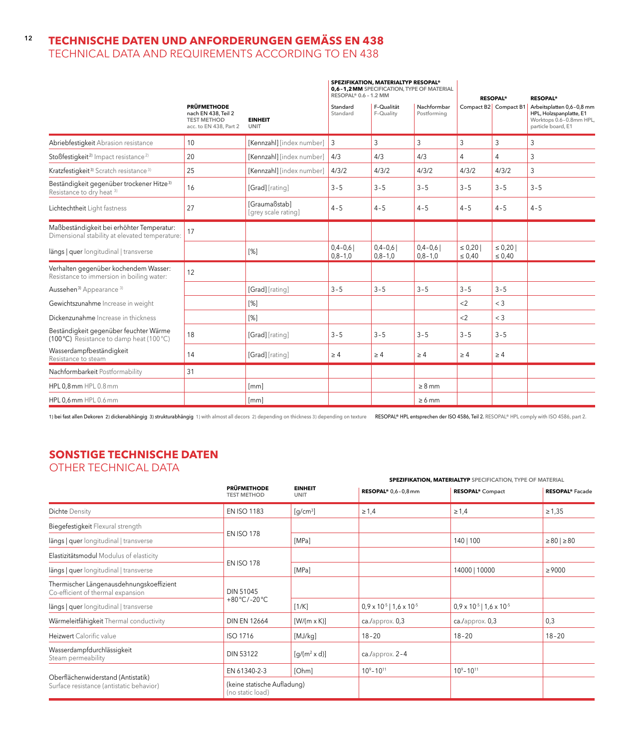# TECHNISCHE DATEN UND ANFORDERUNGEN GEMÄSS EN 438
## TECHNICAL DATA AND REQUIREMENTS ACCORDING TO EN 438

| | **PRÜFMETHODE** nach EN 438, Teil 2 TEST METHOD acc. to EN 438, Part 2 | **EINHEIT** UNIT | **SPEZIFIKATION, MATERIALTYP RESOPAL® 0,6 – 1,2 MM** SPECIFICATION, TYPE OF MATERIAL RESOPAL® 0.6 – 1.2 MM Standard Standard | F-Qualität F-Quality | Nachformbar Postforming | **RESOPAL®** Compact B2 | Compact B1 | **RESOPAL®** Arbeitsplatten 0,6 – 0,8 mm HPL, Holzspanplatte, E1 Worktops 0.6 – 0.8mm HPL, particle board, E1 |
|---|---|---|---|---|---|---|---|---|
| Abriebfestigkeit Abrasion resistance | 10 | [Kennzahl] [index number] | 3 | 3 | 3 | 3 | 3 | 3 |
| Stoßfestigkeit[2)] Impact resistance[2)] | 20 | [Kennzahl] [index number] | 4/3 | 4/3 | 4/3 | 4 | 4 | 3 |
| Kratzfestigkeit[3)] Scratch resistance[3)] | 25 | [Kennzahl] [index number] | 4/3/2 | 4/3/2 | 4/3/2 | 4/3/2 | 4/3/2 | 3 |
| Beständigkeit gegenüber trockener Hitze[3)] Resistance to dry heat[3)] | 16 | [Grad] [rating] | 3 – 5 | 3 – 5 | 3 – 5 | 3 – 5 | 3 – 5 | 3 – 5 |
| Lichtechtheit Light fastness | 27 | [Graumaßstab] [grey scale rating] | 4 – 5 | 4 – 5 | 4 – 5 | 4 – 5 | 4 – 5 | 4 – 5 |
| Maßbeständigkeit bei erhöhter Temperatur: Dimensional stability at elevated temperature: | 17 | | | | | | | |
| längs \| quer longitudinal \| transverse | | [%] | 0,4 – 0,6 \| 0,8 – 1,0 | 0,4 – 0,6 \| 0,8 – 1,0 | 0,4 – 0,6 \| 0,8 – 1,0 | ≤ 0,20 \| ≤ 0,40 | ≤ 0,20 \| ≤ 0,40 | |
| Verhalten gegenüber kochendem Wasser: Resistance to immersion in boiling water: | 12 | | | | | | | |
| Aussehen[3)] Appearance[3)] | | [Grad] [rating] | 3 – 5 | 3 – 5 | 3 – 5 | 3 – 5 | 3 – 5 | |
| Gewichtszunahme Increase in weight | | [%] | | | | <2 | < 3 | |
| Dickenzunahme Increase in thickness | | [%] | | | | <2 | < 3 | |
| Beständigkeit gegenüber feuchter Wärme (100 °C) Resistance to damp heat (100 °C) | 18 | [Grad] [rating] | 3 – 5 | 3 – 5 | 3 – 5 | 3 – 5 | 3 – 5 | |
| Wasserdampfbeständigkeit Resistance to steam | 14 | [Grad] [rating] | ≥ 4 | ≥ 4 | ≥ 4 | ≥ 4 | ≥ 4 | |
| Nachformbarkeit Postformability | 31 | | | | | | | |
| HPL 0,8 mm HPL 0.8 mm | | [mm] | | | ≥ 8 mm | | | |
| HPL 0,6 mm HPL 0.6 mm | | [mm] | | | ≥ 6 mm | | | |

1) bei fast allen Dekoren 2) dickenabhängig 3) strukturabhängig 1) with almost all decors 2) depending on thickness 3) depending on texture **RESOPAL® HPL entsprechen der ISO 4586, Teil 2.** RESOPAL® HPL comply with ISO 4586, part 2.

# SONSTIGE TECHNISCHE DATEN
## OTHER TECHNICAL DATA

| | **PRÜFMETHODE** TEST METHOD | **EINHEIT** UNIT | **SPEZIFIKATION, MATERIALTYP** SPECIFICATION, TYPE OF MATERIAL **RESOPAL®** 0,6 – 0,8 mm | **RESOPAL®** Compact | **RESOPAL®** Facade |
|---|---|---|---|---|---|
| Dichte Density | EN ISO 1183 | [g/cm³] | ≥ 1,4 | ≥ 1,4 | ≥ 1,35 |
| Biegefestigkeit Flexural strength | EN ISO 178 | | | | |
| längs \| quer longitudinal \| transverse | | [MPa] | | 140 \| 100 | ≥ 80 \| ≥ 80 |
| Elastizitätsmodul Modulus of elasticity | EN ISO 178 | | | | |
| längs \| quer longitudinal \| transverse | | [MPa] | | 14000 \| 10000 | ≥ 9000 |
| Thermischer Längenausdehnungskoeffizient Co-efficient of thermal expansion | DIN 51045 +80 °C / -20 °C | | | | |
| längs \| quer longitudinal \| transverse | | [1/K] | $0,9 \times 10^{-5}$ \| $1,6 \times 10^{-5}$ | $0,9 \times 10^{-5}$ \| $1,6 \times 10^{-5}$ | |
| Wärmeleitfähigkeit Thermal conductivity | DIN EN 12664 | [W/(m x K)] | ca./approx. 0,3 | ca./approx. 0,3 | 0,3 |
| Heizwert Calorific value | ISO 1716 | [MJ/kg] | 18 – 20 | 18 – 20 | 18 – 20 |
| Wasserdampfdurchlässigkeit Steam permeability | DIN 53122 | [g/(m² x d)] | ca./approx. 2 – 4 | | |
| Oberflächenwiderstand (Antistatik) Surface resistance (antistatic behavior) | EN 61340-2-3 | [Ohm] | $10^{9}$ – $10^{11}$ | $10^{9}$ – $10^{11}$ | |
| | (keine statische Aufladung) (no static load) | | | | |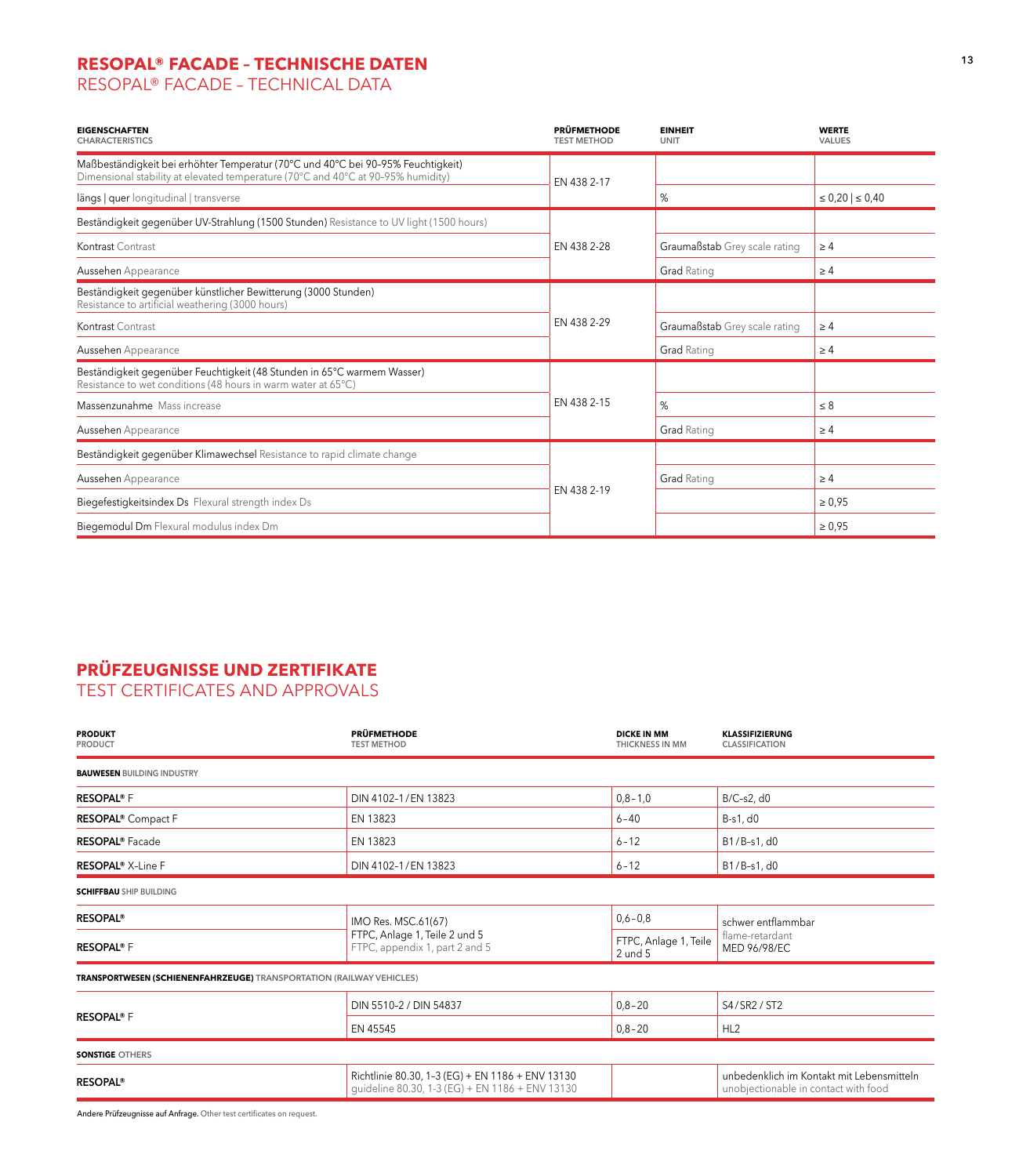## RESOPAL® FACADE – TECHNISCHE DATEN
RESOPAL® FACADE – TECHNICAL DATA

| EIGENSCHAFTEN CHARACTERISTICS | PRÜFMETHODE TEST METHOD | EINHEIT UNIT | WERTE VALUES |
|---|---|---|---|
| Maßbeständigkeit bei erhöhter Temperatur (70°C und 40°C bei 90-95% Feuchtigkeit) Dimensional stability at elevated temperature (70°C and 40°C at 90-95% humidity) | EN 438 2-17 | | |
| längs \| quer longitudinal \| transverse | | % | ≤ 0,20 \| ≤ 0,40 |
| Beständigkeit gegenüber UV-Strahlung (1500 Stunden) Resistance to UV light (1500 hours) | EN 438 2-28 | | |
| Kontrast Contrast | | Graumaßstab Grey scale rating | ≥ 4 |
| Aussehen Appearance | | Grad Rating | ≥ 4 |
| Beständigkeit gegenüber künstlicher Bewitterung (3000 Stunden) Resistance to artificial weathering (3000 hours) | EN 438 2-29 | | |
| Kontrast Contrast | | Graumaßstab Grey scale rating | ≥ 4 |
| Aussehen Appearance | | Grad Rating | ≥ 4 |
| Beständigkeit gegenüber Feuchtigkeit (48 Stunden in 65°C warmem Wasser) Resistance to wet conditions (48 hours in warm water at 65°C) | EN 438 2-15 | | |
| Massenzunahme Mass increase | | % | ≤ 8 |
| Aussehen Appearance | | Grad Rating | ≥ 4 |
| Beständigkeit gegenüber Klimawechsel Resistance to rapid climate change | EN 438 2-19 | | |
| Aussehen Appearance | | Grad Rating | ≥ 4 |
| Biegefestigkeitsindex Ds Flexural strength index Ds | | | ≥ 0,95 |
| Biegemodul Dm Flexural modulus index Dm | | | ≥ 0,95 |

## PRÜFZEUGNISSE UND ZERTIFIKATE
TEST CERTIFICATES AND APPROVALS

| PRODUKT PRODUCT | PRÜFMETHODE TEST METHOD | DICKE IN MM THICKNESS IN MM | KLASSIFIZIERUNG CLASSIFICATION |
|---|---|---|---|
| **BAUWESEN** BUILDING INDUSTRY | | | |
| **RESOPAL®** F | DIN 4102-1 / EN 13823 | 0,8 – 1,0 | B/C-s2, d0 |
| **RESOPAL®** Compact F | EN 13823 | 6 – 40 | B-s1, d0 |
| **RESOPAL®** Facade | EN 13823 | 6 – 12 | B1 / B-s1, d0 |
| **RESOPAL®** X-Line F | DIN 4102-1 / EN 13823 | 6 – 12 | B1 / B-s1, d0 |
| **SCHIFFBAU** SHIP BUILDING | | | |
| **RESOPAL®** | IMO Res. MSC.61(67) FTPC, Anlage 1, Teile 2 und 5 FTPC, appendix 1, part 2 and 5 | 0,6 – 0,8 | schwer entflammbar flame-retardant MED 96/98/EC |
| **RESOPAL®** F | | FTPC, Anlage 1, Teile 2 und 5 | |
| **TRANSPORTWESEN (SCHIENENFAHRZEUGE)** TRANSPORTATION (RAILWAY VEHICLES) | | | |
| **RESOPAL®** F | DIN 5510-2 / DIN 54837 | 0,8 – 20 | S4 / SR2 / ST2 |
| | EN 45545 | 0,8 – 20 | HL2 |
| **SONSTIGE** OTHERS | | | |
| **RESOPAL®** | Richtlinie 80.30, 1-3 (EG) + EN 1186 + ENV 13130 guideline 80.30, 1-3 (EG) + EN 1186 + ENV 13130 | | unbedenklich im Kontakt mit Lebensmitteln unobjectionable in contact with food |

**Andere Prüfzeugnisse auf Anfrage.** Other test certificates on request.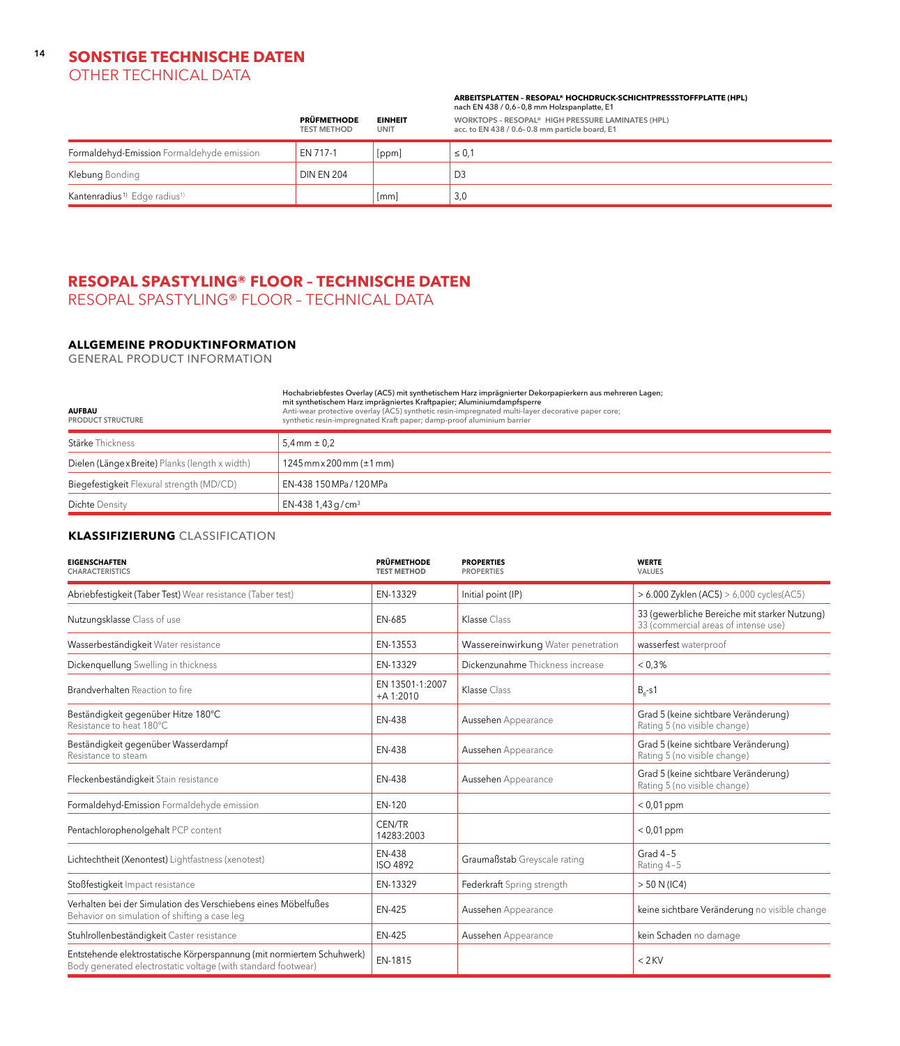## SONSTIGE TECHNISCHE DATEN
OTHER TECHNICAL DATA

| | PRÜFMETHODE TEST METHOD | EINHEIT UNIT | ARBEITSPLATTEN – RESOPAL® HOCHDRUCK-SCHICHTPRESSSTOFFPLATTE (HPL) nach EN 438 / 0,6–0,8 mm Holzspanplatte, E1 WORKTOPS – RESOPAL® HIGH PRESSURE LAMINATES (HPL) acc. to EN 438 / 0.6–0.8 mm particle board, E1 |
|---|---|---|---|
| Formaldehyd-Emission Formaldehyde emission | EN 717-1 | [ppm] | ≤ 0,1 |
| Klebung Bonding | DIN EN 204 | | D3 |
| Kantenradius[1)] Edge radius[1)] | | [mm] | 3,0 |

## RESOPAL SPASTYLING® FLOOR – TECHNISCHE DATEN
RESOPAL SPASTYLING® FLOOR – TECHNICAL DATA

### ALLGEMEINE PRODUKTINFORMATION
GENERAL PRODUCT INFORMATION

| AUFBAU PRODUCT STRUCTURE | Hochabriebfestes Overlay (AC5) mit synthetischem Harz imprägnierter Dekorpapierkern aus mehreren Lagen; mit synthetischem Harz imprägniertes Kraftpapier; Aluminiumdampfsperre Anti-wear protective overlay (AC5) synthetic resin-impregnated multi-layer decorative paper core; synthetic resin-impregnated Kraft paper; damp-proof aluminium barrier |
|---|---|
| Stärke Thickness | 5,4 mm ± 0,2 |
| Dielen (Länge x Breite) Planks (length x width) | 1245 mm x 200 mm (±1 mm) |
| Biegefestigkeit Flexural strength (MD/CD) | EN-438 150 MPa / 120 MPa |
| Dichte Density | EN-438 1,43 g / cm³ |

### KLASSIFIZIERUNG CLASSIFICATION

| EIGENSCHAFTEN CHARACTERISTICS | PRÜFMETHODE TEST METHOD | PROPERTIES PROPERTIES | WERTE VALUES |
|---|---|---|---|
| Abriebfestigkeit (Taber Test) Wear resistance (Taber test) | EN-13329 | Initial point (IP) | > 6.000 Zyklen (AC5) > 6,000 cycles(AC5) |
| Nutzungsklasse Class of use | EN-685 | Klasse Class | 33 (gewerbliche Bereiche mit starker Nutzung) 33 (commercial areas of intense use) |
| Wasserbeständigkeit Water resistance | EN-13553 | Wassereinwirkung Water penetration | wasserfest waterproof |
| Dickenquellung Swelling in thickness | EN-13329 | Dickenzunahme Thickness increase | < 0,3 % |
| Brandverhalten Reaction to fire | EN 13501-1:2007 +A 1:2010 | Klasse Class | $B_{fl}$-s1 |
| Beständigkeit gegenüber Hitze 180°C Resistance to heat 180°C | EN-438 | Aussehen Appearance | Grad 5 (keine sichtbare Veränderung) Rating 5 (no visible change) |
| Beständigkeit gegenüber Wasserdampf Resistance to steam | EN-438 | Aussehen Appearance | Grad 5 (keine sichtbare Veränderung) Rating 5 (no visible change) |
| Fleckenbeständigkeit Stain resistance | EN-438 | Aussehen Appearance | Grad 5 (keine sichtbare Veränderung) Rating 5 (no visible change) |
| Formaldehyd-Emission Formaldehyde emission | EN-120 | | < 0,01 ppm |
| Pentachlorophenolgehalt PCP content | CEN/TR 14283:2003 | | < 0,01 ppm |
| Lichtechtheit (Xenontest) Lightfastness (xenotest) | EN-438 ISO 4892 | Graumaßstab Greyscale rating | Grad 4–5 Rating 4–5 |
| Stoßfestigkeit Impact resistance | EN-13329 | Federkraft Spring strength | > 50 N (IC4) |
| Verhalten bei der Simulation des Verschiebens eines Möbelfußes Behavior on simulation of shifting a case leg | EN-425 | Aussehen Appearance | keine sichtbare Veränderung no visible change |
| Stuhlrollenbeständigkeit Caster resistance | EN-425 | Aussehen Appearance | kein Schaden no damage |
| Entstehende elektrostatische Körperspannung (mit normiertem Schuhwerk) Body generated electrostatic voltage (with standard footwear) | EN-1815 | | < 2 KV |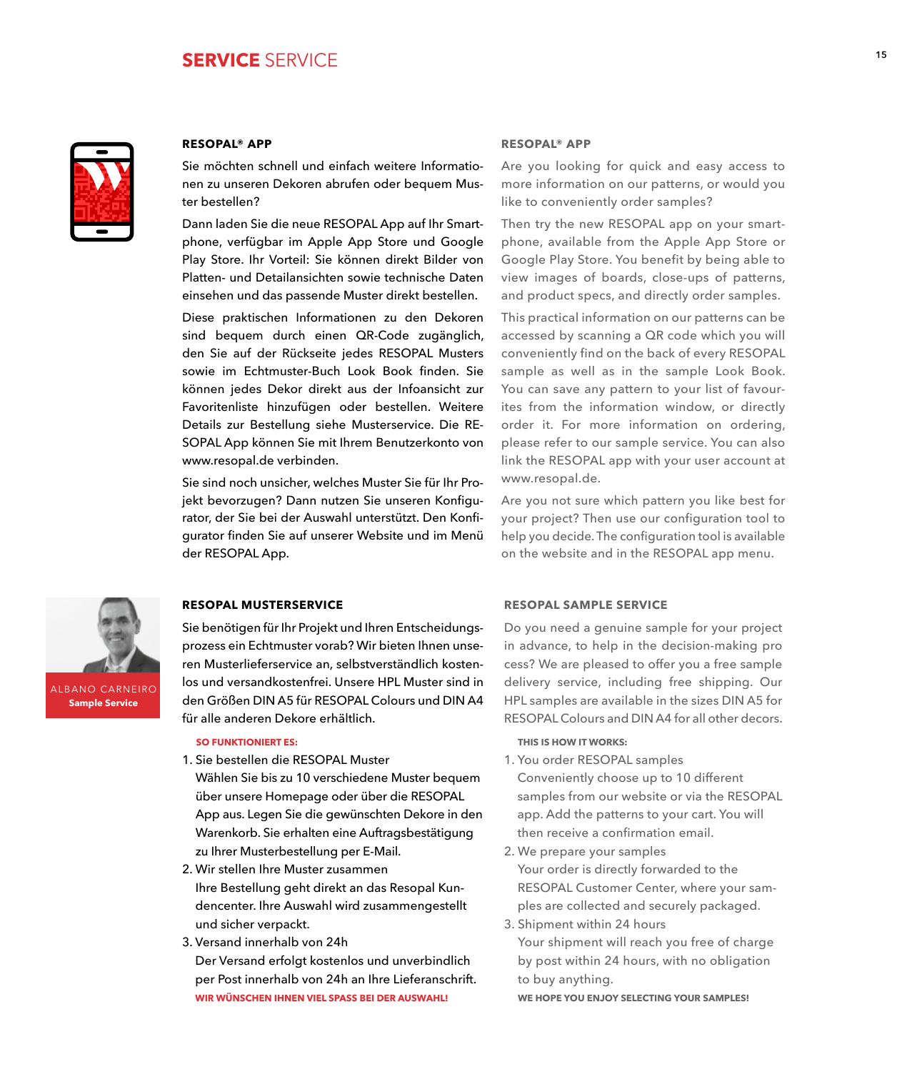# SERVICE SERVICE

### RESOPAL® APP

Sie möchten schnell und einfach weitere Informationen zu unseren Dekoren abrufen oder bequem Muster bestellen?

Dann laden Sie die neue RESOPAL App auf Ihr Smartphone, verfügbar im Apple App Store und Google Play Store. Ihr Vorteil: Sie können direkt Bilder von Platten- und Detailansichten sowie technische Daten einsehen und das passende Muster direkt bestellen.

Diese praktischen Informationen zu den Dekoren sind bequem durch einen QR-Code zugänglich, den Sie auf der Rückseite jedes RESOPAL Musters sowie im Echtmuster-Buch Look Book finden. Sie können jedes Dekor direkt aus der Infoansicht zur Favoritenliste hinzufügen oder bestellen. Weitere Details zur Bestellung siehe Musterservice. Die RESOPAL App können Sie mit Ihrem Benutzerkonto von www.resopal.de verbinden.

Sie sind noch unsicher, welches Muster Sie für Ihr Projekt bevorzugen? Dann nutzen Sie unseren Konfigurator, der Sie bei der Auswahl unterstützt. Den Konfigurator finden Sie auf unserer Website und im Menü der RESOPAL App.

### RESOPAL® APP

Are you looking for quick and easy access to more information on our patterns, or would you like to conveniently order samples?

Then try the new RESOPAL app on your smartphone, available from the Apple App Store or Google Play Store. You benefit by being able to view images of boards, close-ups of patterns, and product specs, and directly order samples.

This practical information on our patterns can be accessed by scanning a QR code which you will conveniently find on the back of every RESOPAL sample as well as in the sample Look Book. You can save any pattern to your list of favourites from the information window, or directly order it. For more information on ordering, please refer to our sample service. You can also link the RESOPAL app with your user account at www.resopal.de.

Are you not sure which pattern you like best for your project? Then use our configuration tool to help you decide. The configuration tool is available on the website and in the RESOPAL app menu.

ALBANO CARNEIRO
**Sample Service**

### RESOPAL MUSTERSERVICE

Sie benötigen für Ihr Projekt und Ihren Entscheidungsprozess ein Echtmuster vorab? Wir bieten Ihnen unseren Musterlieferservice an, selbstverständlich kostenlos und versandkostenfrei. Unsere HPL Muster sind in den Größen DIN A5 für RESOPAL Colours und DIN A4 für alle anderen Dekore erhältlich.

**SO FUNKTIONIERT ES:**

1. Sie bestellen die RESOPAL Muster
   Wählen Sie bis zu 10 verschiedene Muster bequem über unsere Homepage oder über die RESOPAL App aus. Legen Sie die gewünschten Dekore in den Warenkorb. Sie erhalten eine Auftragsbestätigung zu Ihrer Musterbestellung per E-Mail.
2. Wir stellen Ihre Muster zusammen
   Ihre Bestellung geht direkt an das Resopal Kundencenter. Ihre Auswahl wird zusammengestellt und sicher verpackt.
3. Versand innerhalb von 24h
   Der Versand erfolgt kostenlos und unverbindlich per Post innerhalb von 24h an Ihre Lieferanschrift.

**WIR WÜNSCHEN IHNEN VIEL SPASS BEI DER AUSWAHL!**

### RESOPAL SAMPLE SERVICE

Do you need a genuine sample for your project in advance, to help in the decision-making process? We are pleased to offer you a free sample delivery service, including free shipping. Our HPL samples are available in the sizes DIN A5 for RESOPAL Colours and DIN A4 for all other decors.

**THIS IS HOW IT WORKS:**

1. You order RESOPAL samples
   Conveniently choose up to 10 different samples from our website or via the RESOPAL app. Add the patterns to your cart. You will then receive a confirmation email.
2. We prepare your samples
   Your order is directly forwarded to the RESOPAL Customer Center, where your samples are collected and securely packaged.
3. Shipment within 24 hours
   Your shipment will reach you free of charge by post within 24 hours, with no obligation to buy anything.

**WE HOPE YOU ENJOY SELECTING YOUR SAMPLES!**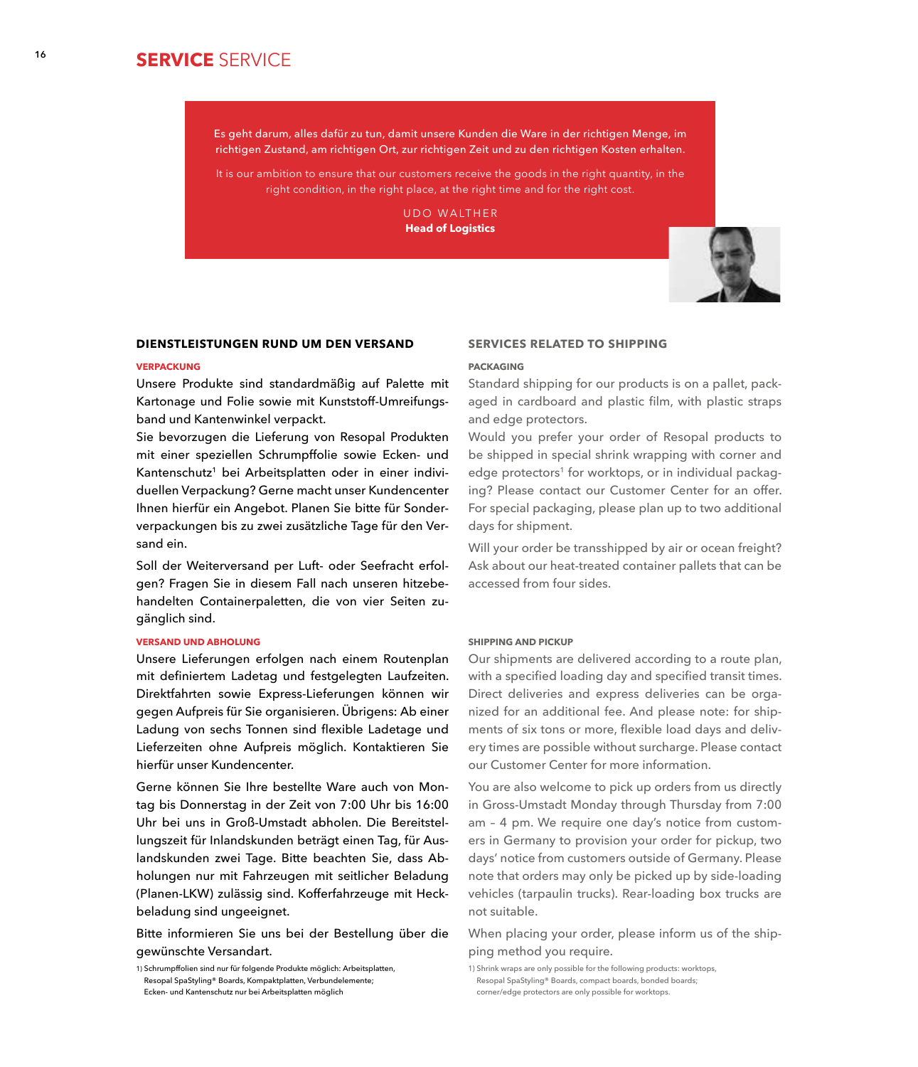# SERVICE SERVICE

> Es geht darum, alles dafür zu tun, damit unsere Kunden die Ware in der richtigen Menge, im richtigen Zustand, am richtigen Ort, zur richtigen Zeit und zu den richtigen Kosten erhalten.
>
> It is our ambition to ensure that our customers receive the goods in the right quantity, in the right condition, in the right place, at the right time and for the right cost.
>
> UDO WALTHER
> **Head of Logistics**

## DIENSTLEISTUNGEN RUND UM DEN VERSAND

### VERPACKUNG

Unsere Produkte sind standardmäßig auf Palette mit Kartonage und Folie sowie mit Kunststoff-Umreifungsband und Kantenwinkel verpackt.
Sie bevorzugen die Lieferung von Resopal Produkten mit einer speziellen Schrumpffolie sowie Ecken- und Kantenschutz[1] bei Arbeitsplatten oder in einer individuellen Verpackung? Gerne macht unser Kundencenter Ihnen hierfür ein Angebot. Planen Sie bitte für Sonderverpackungen bis zu zwei zusätzliche Tage für den Versand ein.

Soll der Weiterversand per Luft- oder Seefracht erfolgen? Fragen Sie in diesem Fall nach unseren hitzebehandelten Containerpaletten, die von vier Seiten zugänglich sind.

### VERSAND UND ABHOLUNG

Unsere Lieferungen erfolgen nach einem Routenplan mit definiertem Ladetag und festgelegten Laufzeiten. Direktfahrten sowie Express-Lieferungen können wir gegen Aufpreis für Sie organisieren. Übrigens: Ab einer Ladung von sechs Tonnen sind flexible Ladetage und Lieferzeiten ohne Aufpreis möglich. Kontaktieren Sie hierfür unser Kundencenter.

Gerne können Sie Ihre bestellte Ware auch von Montag bis Donnerstag in der Zeit von 7:00 Uhr bis 16:00 Uhr bei uns in Groß-Umstadt abholen. Die Bereitstellungszeit für Inlandskunden beträgt einen Tag, für Auslandskunden zwei Tage. Bitte beachten Sie, dass Abholungen nur mit Fahrzeugen mit seitlicher Beladung (Planen-LKW) zulässig sind. Kofferfahrzeuge mit Heckbeladung sind ungeeignet.

Bitte informieren Sie uns bei der Bestellung über die gewünschte Versandart.

1) Schrumpffolien sind nur für folgende Produkte möglich: Arbeitsplatten, Resopal SpaStyling® Boards, Kompaktplatten, Verbundelemente; Ecken- und Kantenschutz nur bei Arbeitsplatten möglich

## SERVICES RELATED TO SHIPPING

### PACKAGING

Standard shipping for our products is on a pallet, packaged in cardboard and plastic film, with plastic straps and edge protectors.
Would you prefer your order of Resopal products to be shipped in special shrink wrapping with corner and edge protectors[1] for worktops, or in individual packaging? Please contact our Customer Center for an offer. For special packaging, please plan up to two additional days for shipment.

Will your order be transshipped by air or ocean freight? Ask about our heat-treated container pallets that can be accessed from four sides.

### SHIPPING AND PICKUP

Our shipments are delivered according to a route plan, with a specified loading day and specified transit times. Direct deliveries and express deliveries can be organized for an additional fee. And please note: for shipments of six tons or more, flexible load days and delivery times are possible without surcharge. Please contact our Customer Center for more information.

You are also welcome to pick up orders from us directly in Gross-Umstadt Monday through Thursday from 7:00 am – 4 pm. We require one day's notice from customers in Germany to provision your order for pickup, two days' notice from customers outside of Germany. Please note that orders may only be picked up by side-loading vehicles (tarpaulin trucks). Rear-loading box trucks are not suitable.

When placing your order, please inform us of the shipping method you require.

1) Shrink wraps are only possible for the following products: worktops, Resopal SpaStyling® Boards, compact boards, bonded boards; corner/edge protectors are only possible for worktops.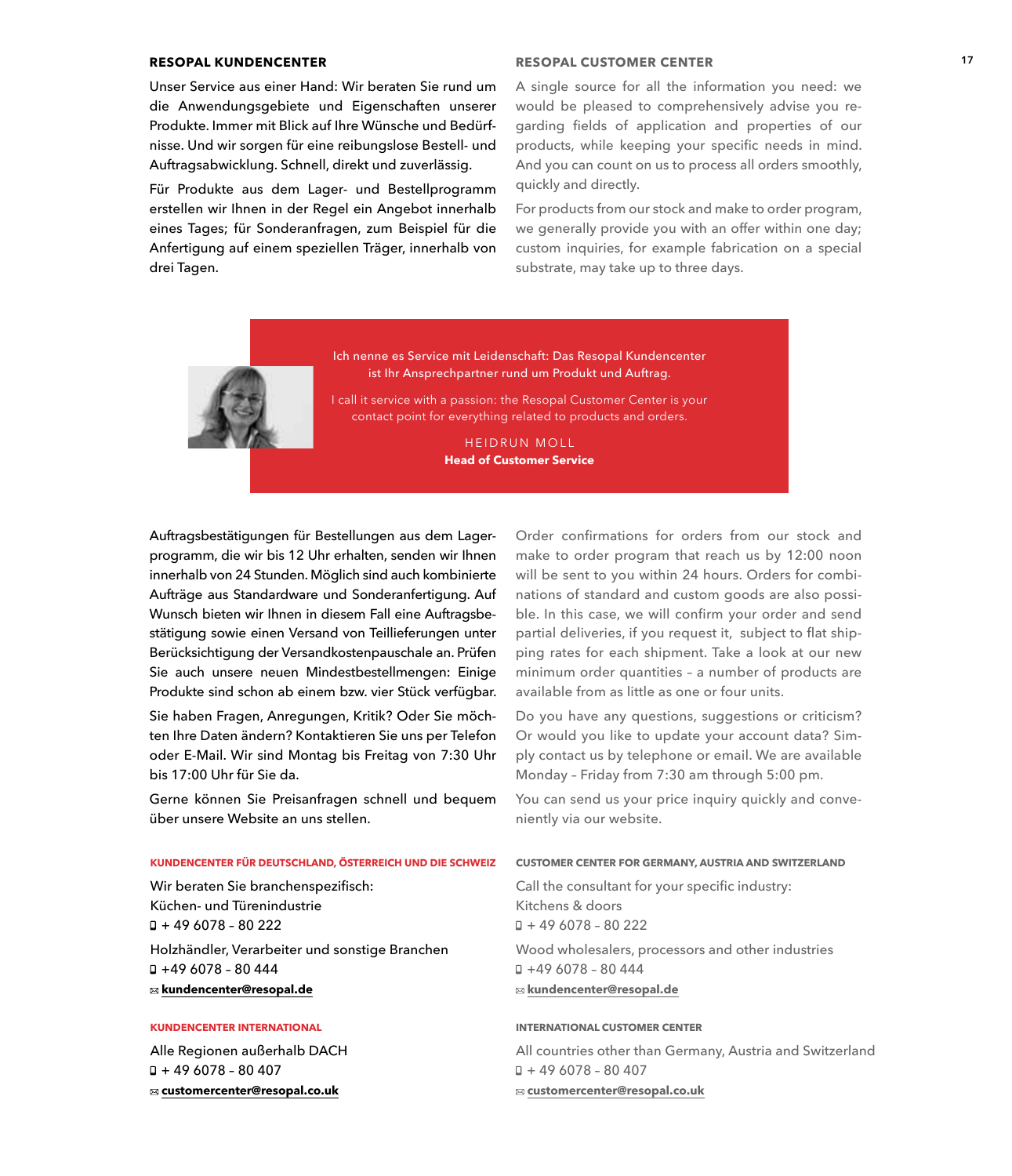## RESOPAL KUNDENCENTER

Unser Service aus einer Hand: Wir beraten Sie rund um die Anwendungsgebiete und Eigenschaften unserer Produkte. Immer mit Blick auf Ihre Wünsche und Bedürfnisse. Und wir sorgen für eine reibungslose Bestell- und Auftragsabwicklung. Schnell, direkt und zuverlässig.

Für Produkte aus dem Lager- und Bestellprogramm erstellen wir Ihnen in der Regel ein Angebot innerhalb eines Tages; für Sonderanfragen, zum Beispiel für die Anfertigung auf einem speziellen Träger, innerhalb von drei Tagen.

## RESOPAL CUSTOMER CENTER

A single source for all the information you need: we would be pleased to comprehensively advise you regarding fields of application and properties of our products, while keeping your specific needs in mind. And you can count on us to process all orders smoothly, quickly and directly.

For products from our stock and make to order program, we generally provide you with an offer within one day; custom inquiries, for example fabrication on a special substrate, may take up to three days.

> Ich nenne es Service mit Leidenschaft: Das Resopal Kundencenter ist Ihr Ansprechpartner rund um Produkt und Auftrag.
>
> I call it service with a passion: the Resopal Customer Center is your contact point for everything related to products and orders.
>
> HEIDRUN MOLL
> **Head of Customer Service**

Auftragsbestätigungen für Bestellungen aus dem Lagerprogramm, die wir bis 12 Uhr erhalten, senden wir Ihnen innerhalb von 24 Stunden. Möglich sind auch kombinierte Aufträge aus Standardware und Sonderanfertigung. Auf Wunsch bieten wir Ihnen in diesem Fall eine Auftragsbestätigung sowie einen Versand von Teillieferungen unter Berücksichtigung der Versandkostenpauschale an. Prüfen Sie auch unsere neuen Mindestbestellmengen: Einige Produkte sind schon ab einem bzw. vier Stück verfügbar.

Sie haben Fragen, Anregungen, Kritik? Oder Sie möchten Ihre Daten ändern? Kontaktieren Sie uns per Telefon oder E-Mail. Wir sind Montag bis Freitag von 7:30 Uhr bis 17:00 Uhr für Sie da.

Gerne können Sie Preisanfragen schnell und bequem über unsere Website an uns stellen.

Order confirmations for orders from our stock and make to order program that reach us by 12:00 noon will be sent to you within 24 hours. Orders for combinations of standard and custom goods are also possible. In this case, we will confirm your order and send partial deliveries, if you request it, subject to flat shipping rates for each shipment. Take a look at our new minimum order quantities – a number of products are available from as little as one or four units.

Do you have any questions, suggestions or criticism? Or would you like to update your account data? Simply contact us by telephone or email. We are available Monday – Friday from 7:30 am through 5:00 pm.

You can send us your price inquiry quickly and conveniently via our website.

### KUNDENCENTER FÜR DEUTSCHLAND, ÖSTERREICH UND DIE SCHWEIZ

Wir beraten Sie branchenspezifisch:
Küchen- und Türenindustrie
+ 49 6078 – 80 222

Holzhändler, Verarbeiter und sonstige Branchen
+49 6078 – 80 444

**kundencenter@resopal.de**

### KUNDENCENTER INTERNATIONAL

Alle Regionen außerhalb DACH
+ 49 6078 – 80 407

**customercenter@resopal.co.uk**

### CUSTOMER CENTER FOR GERMANY, AUSTRIA AND SWITZERLAND

Call the consultant for your specific industry:
Kitchens & doors
+ 49 6078 – 80 222

Wood wholesalers, processors and other industries
+49 6078 – 80 444

**kundencenter@resopal.de**

### INTERNATIONAL CUSTOMER CENTER

All countries other than Germany, Austria and Switzerland
+ 49 6078 – 80 407

**customercenter@resopal.co.uk**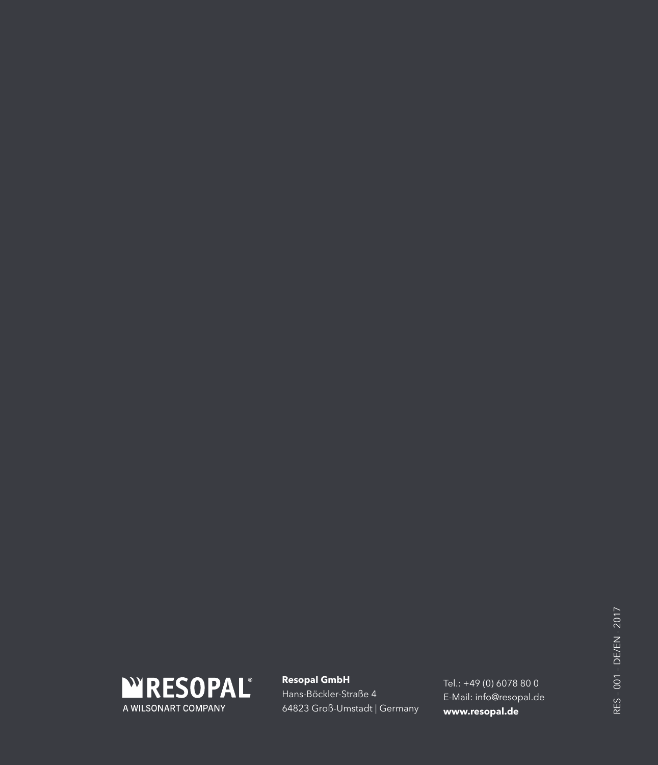RESOPAL®

A WILSONART COMPANY

**Resopal GmbH**
Hans-Böckler-Straße 4
64823 Groß-Umstadt | Germany

Tel.: +49 (0) 6078 80 0
E-Mail: info@resopal.de
**www.resopal.de**

RES – 001 – DE/EN - 2017